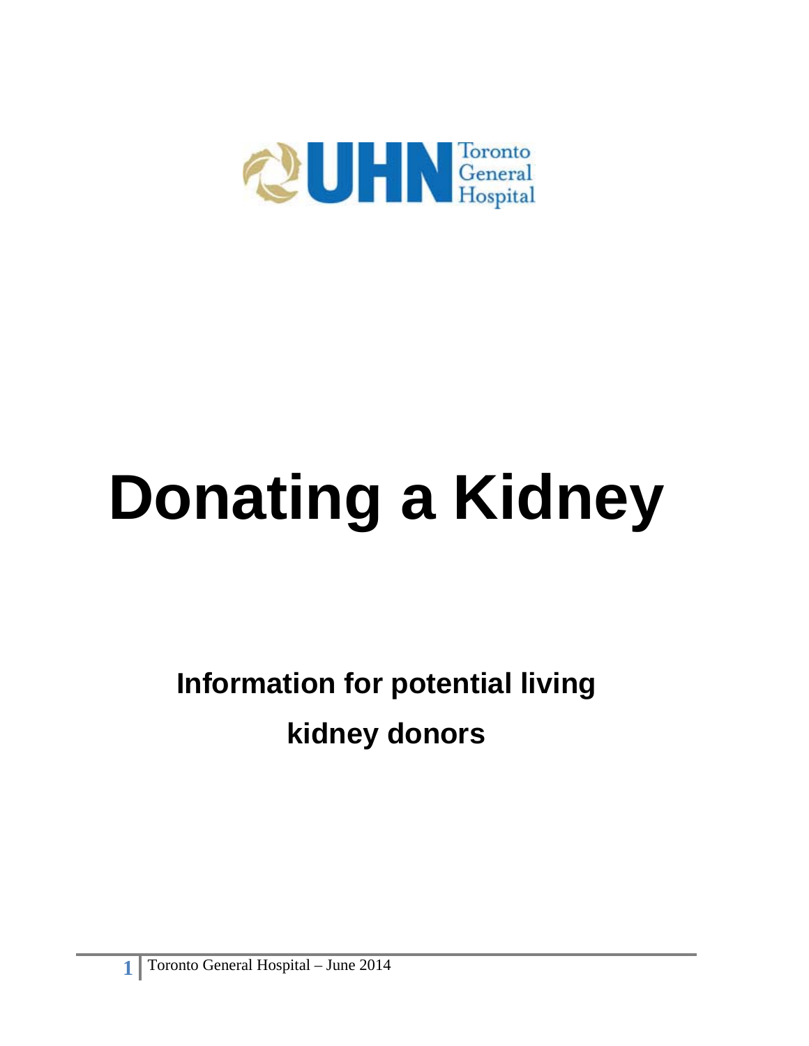UHN Toronto General Hospital

# Donating a Kidney

## Information for potential living kidney donors

Toronto General Hospital – June 2014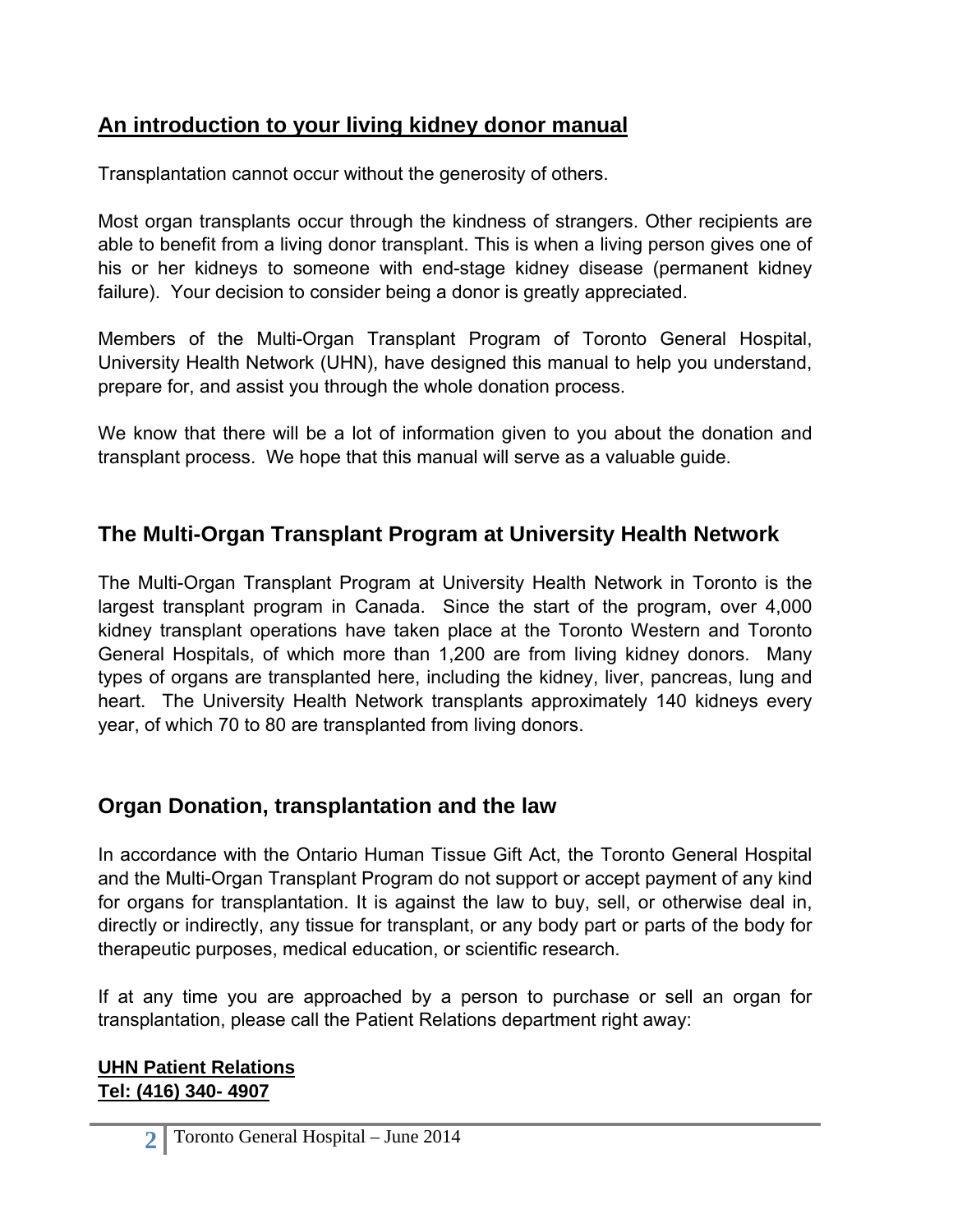## An introduction to your living kidney donor manual

Transplantation cannot occur without the generosity of others.

Most organ transplants occur through the kindness of strangers. Other recipients are able to benefit from a living donor transplant. This is when a living person gives one of his or her kidneys to someone with end-stage kidney disease (permanent kidney failure). Your decision to consider being a donor is greatly appreciated.

Members of the Multi-Organ Transplant Program of Toronto General Hospital, University Health Network (UHN), have designed this manual to help you understand, prepare for, and assist you through the whole donation process.

We know that there will be a lot of information given to you about the donation and transplant process. We hope that this manual will serve as a valuable guide.

## The Multi-Organ Transplant Program at University Health Network

The Multi-Organ Transplant Program at University Health Network in Toronto is the largest transplant program in Canada. Since the start of the program, over 4,000 kidney transplant operations have taken place at the Toronto Western and Toronto General Hospitals, of which more than 1,200 are from living kidney donors. Many types of organs are transplanted here, including the kidney, liver, pancreas, lung and heart. The University Health Network transplants approximately 140 kidneys every year, of which 70 to 80 are transplanted from living donors.

## Organ Donation, transplantation and the law

In accordance with the Ontario Human Tissue Gift Act, the Toronto General Hospital and the Multi-Organ Transplant Program do not support or accept payment of any kind for organs for transplantation. It is against the law to buy, sell, or otherwise deal in, directly or indirectly, any tissue for transplant, or any body part or parts of the body for therapeutic purposes, medical education, or scientific research.

If at any time you are approached by a person to purchase or sell an organ for transplantation, please call the Patient Relations department right away:

**UHN Patient Relations**
**Tel: (416) 340- 4907**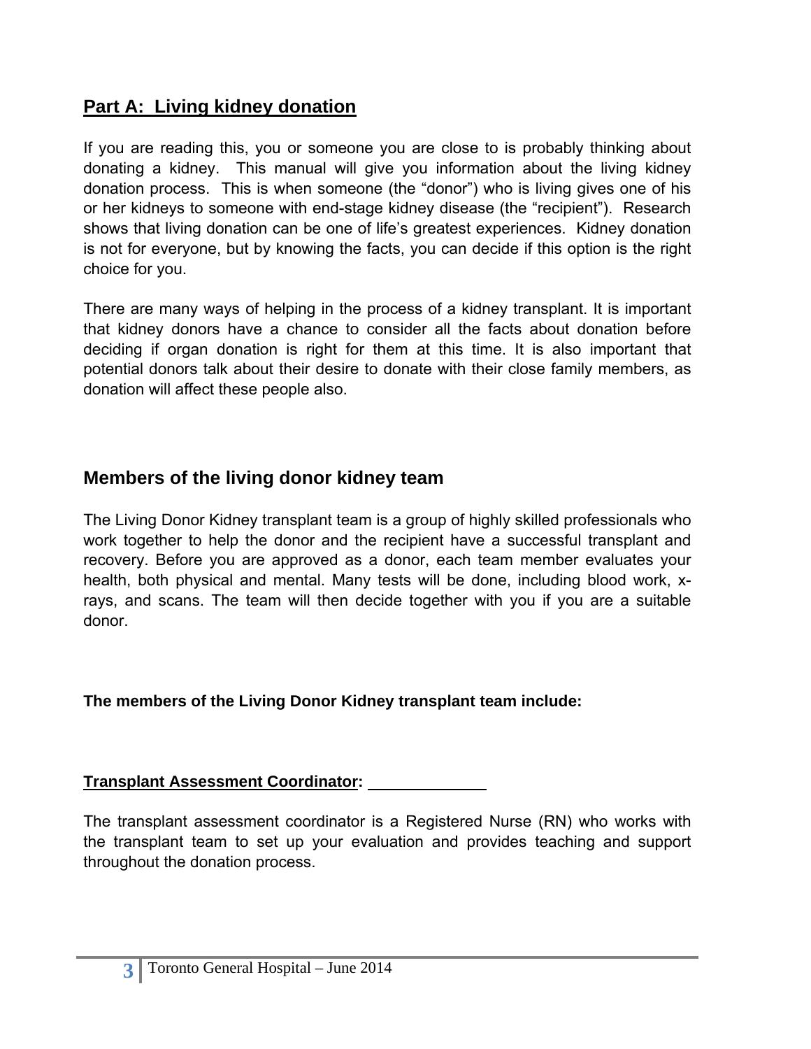## Part A: Living kidney donation

If you are reading this, you or someone you are close to is probably thinking about donating a kidney. This manual will give you information about the living kidney donation process. This is when someone (the "donor") who is living gives one of his or her kidneys to someone with end-stage kidney disease (the "recipient"). Research shows that living donation can be one of life's greatest experiences. Kidney donation is not for everyone, but by knowing the facts, you can decide if this option is the right choice for you.

There are many ways of helping in the process of a kidney transplant. It is important that kidney donors have a chance to consider all the facts about donation before deciding if organ donation is right for them at this time. It is also important that potential donors talk about their desire to donate with their close family members, as donation will affect these people also.

## Members of the living donor kidney team

The Living Donor Kidney transplant team is a group of highly skilled professionals who work together to help the donor and the recipient have a successful transplant and recovery. Before you are approved as a donor, each team member evaluates your health, both physical and mental. Many tests will be done, including blood work, x-rays, and scans. The team will then decide together with you if you are a suitable donor.

**The members of the Living Donor Kidney transplant team include:**

**Transplant Assessment Coordinator:** ______________

The transplant assessment coordinator is a Registered Nurse (RN) who works with the transplant team to set up your evaluation and provides teaching and support throughout the donation process.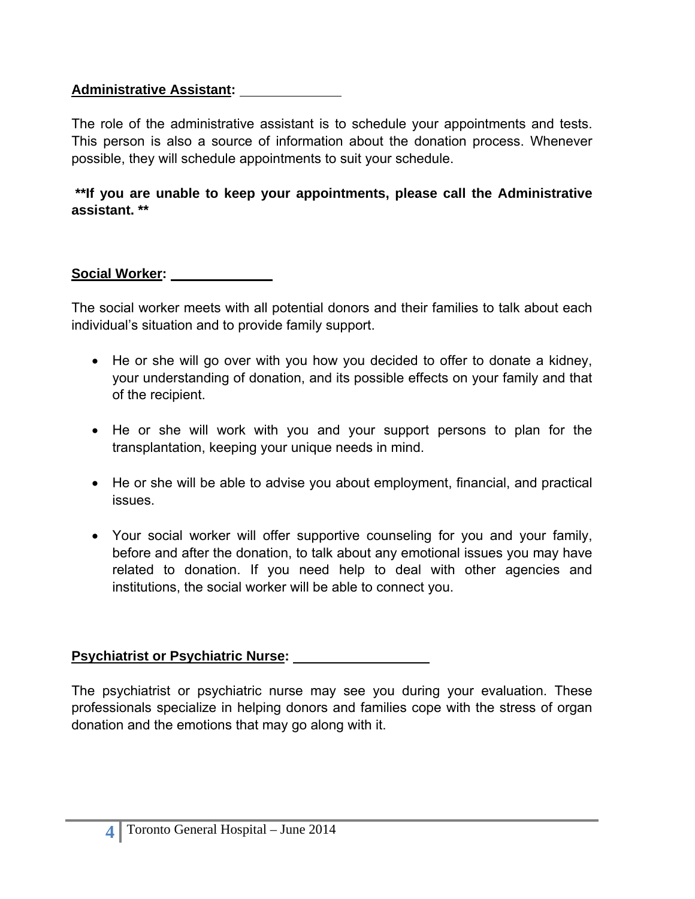**<u>Administrative Assistant</u>: \_\_\_\_\_\_\_\_\_\_\_\_\_\_**

The role of the administrative assistant is to schedule your appointments and tests. This person is also a source of information about the donation process. Whenever possible, they will schedule appointments to suit your schedule.

**\*\*If you are unable to keep your appointments, please call the Administrative assistant. \*\***

**<u>Social Worker</u>: \_\_\_\_\_\_\_\_\_\_\_\_\_\_**

The social worker meets with all potential donors and their families to talk about each individual's situation and to provide family support.

- He or she will go over with you how you decided to offer to donate a kidney, your understanding of donation, and its possible effects on your family and that of the recipient.
- He or she will work with you and your support persons to plan for the transplantation, keeping your unique needs in mind.
- He or she will be able to advise you about employment, financial, and practical issues.
- Your social worker will offer supportive counseling for you and your family, before and after the donation, to talk about any emotional issues you may have related to donation. If you need help to deal with other agencies and institutions, the social worker will be able to connect you.

**<u>Psychiatrist or Psychiatric Nurse</u>: \_\_\_\_\_\_\_\_\_\_\_\_\_\_\_\_\_\_\_**

The psychiatrist or psychiatric nurse may see you during your evaluation. These professionals specialize in helping donors and families cope with the stress of organ donation and the emotions that may go along with it.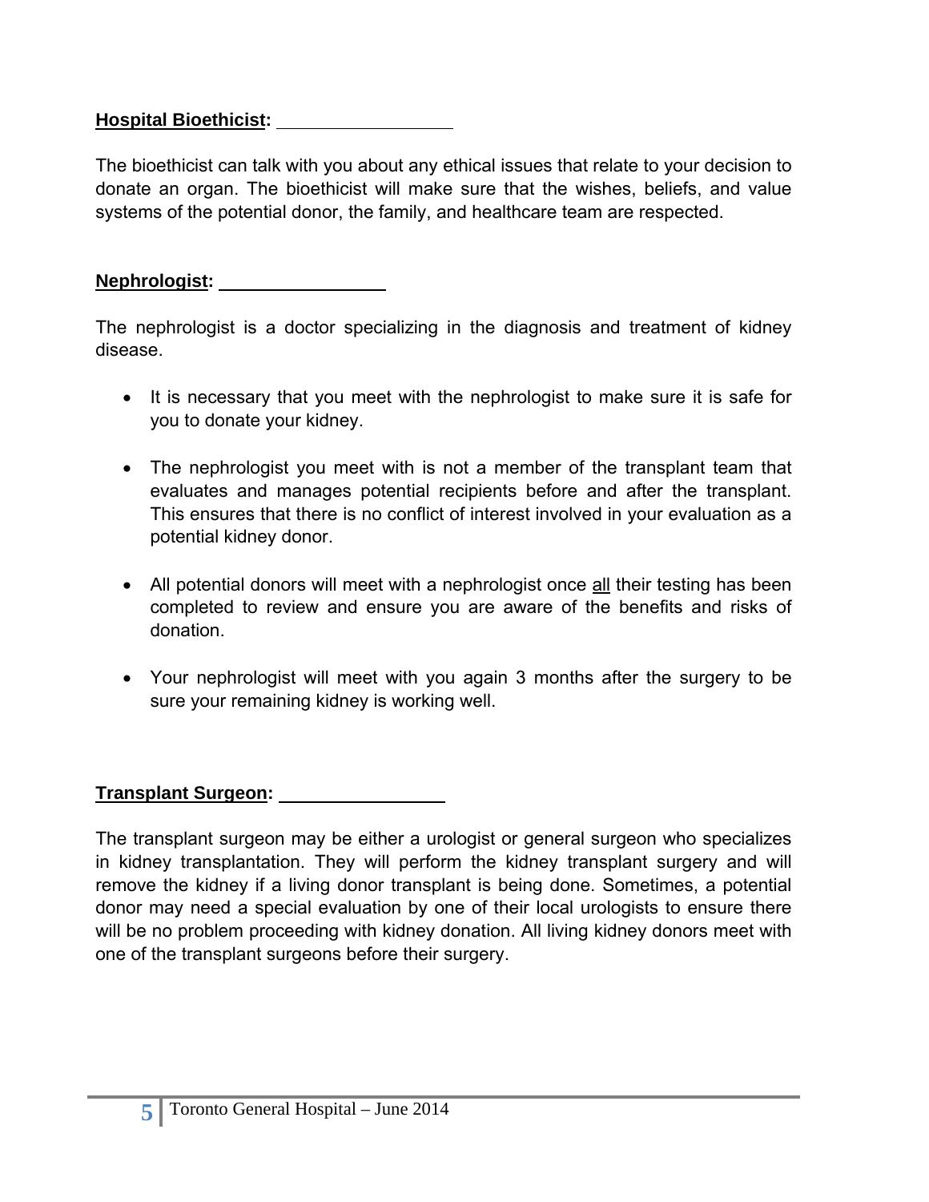**Hospital Bioethicist:** ________________

The bioethicist can talk with you about any ethical issues that relate to your decision to donate an organ. The bioethicist will make sure that the wishes, beliefs, and value systems of the potential donor, the family, and healthcare team are respected.

**Nephrologist:** ________________

The nephrologist is a doctor specializing in the diagnosis and treatment of kidney disease.

- It is necessary that you meet with the nephrologist to make sure it is safe for you to donate your kidney.
- The nephrologist you meet with is not a member of the transplant team that evaluates and manages potential recipients before and after the transplant. This ensures that there is no conflict of interest involved in your evaluation as a potential kidney donor.
- All potential donors will meet with a nephrologist once <u>all</u> their testing has been completed to review and ensure you are aware of the benefits and risks of donation.
- Your nephrologist will meet with you again 3 months after the surgery to be sure your remaining kidney is working well.

**Transplant Surgeon:** ________________

The transplant surgeon may be either a urologist or general surgeon who specializes in kidney transplantation. They will perform the kidney transplant surgery and will remove the kidney if a living donor transplant is being done. Sometimes, a potential donor may need a special evaluation by one of their local urologists to ensure there will be no problem proceeding with kidney donation. All living kidney donors meet with one of the transplant surgeons before their surgery.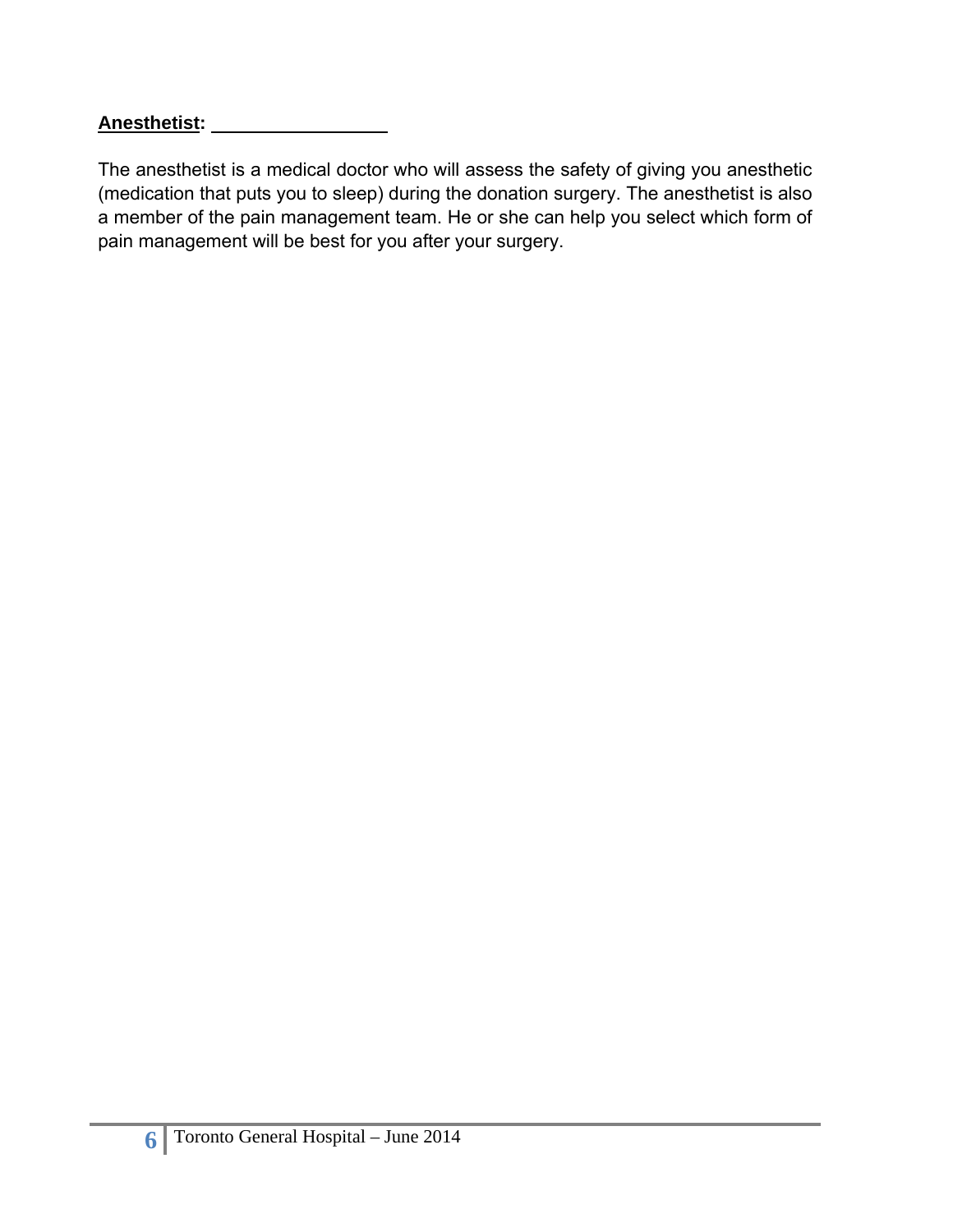**Anesthetist:** ________________

The anesthetist is a medical doctor who will assess the safety of giving you anesthetic (medication that puts you to sleep) during the donation surgery. The anesthetist is also a member of the pain management team. He or she can help you select which form of pain management will be best for you after your surgery.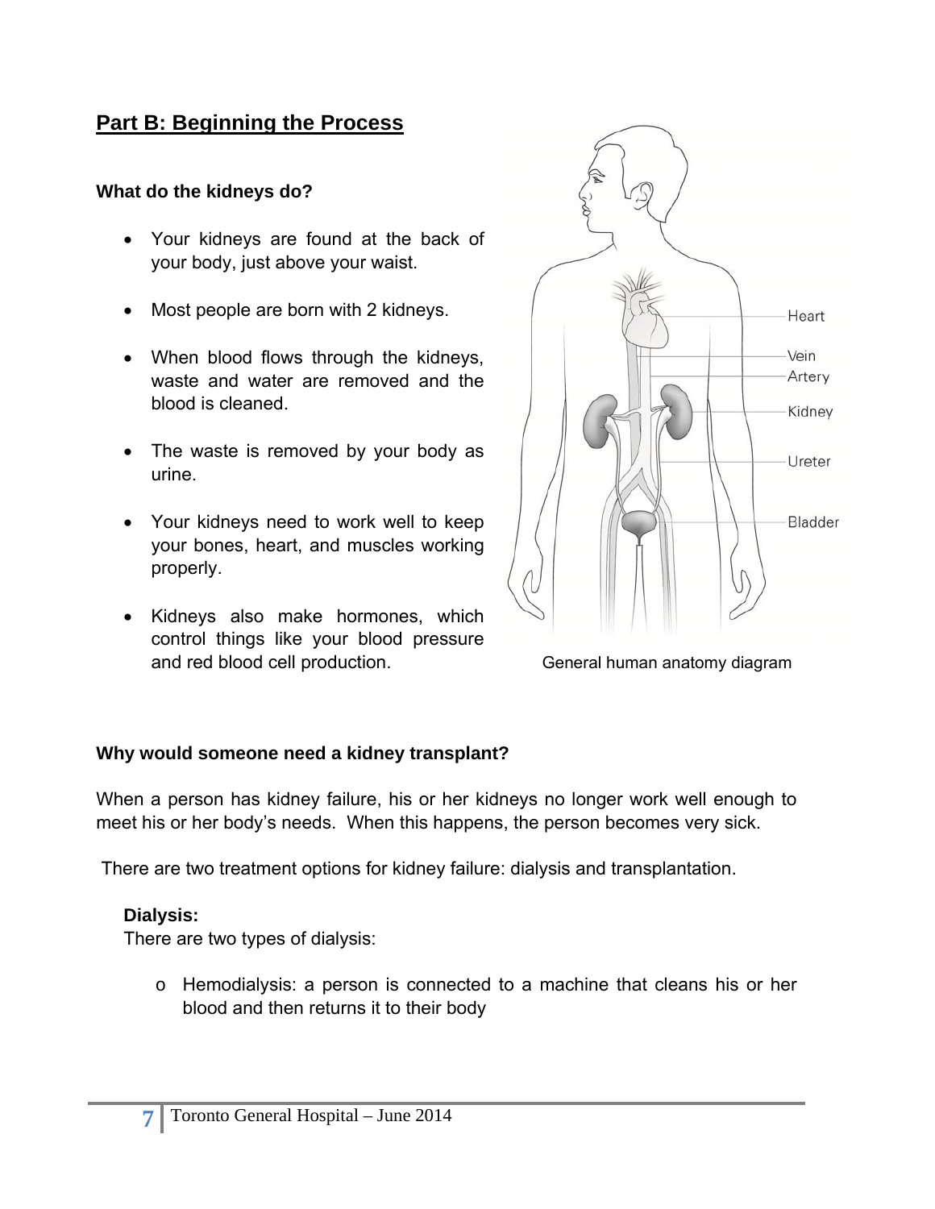## Part B: Beginning the Process

### What do the kidneys do?

- Your kidneys are found at the back of your body, just above your waist.
- Most people are born with 2 kidneys.
- When blood flows through the kidneys, waste and water are removed and the blood is cleaned.
- The waste is removed by your body as urine.
- Your kidneys need to work well to keep your bones, heart, and muscles working properly.
- Kidneys also make hormones, which control things like your blood pressure and red blood cell production.

Heart
Vein
Artery
Kidney
Ureter
Bladder

General human anatomy diagram

### Why would someone need a kidney transplant?

When a person has kidney failure, his or her kidneys no longer work well enough to meet his or her body's needs. When this happens, the person becomes very sick.

There are two treatment options for kidney failure: dialysis and transplantation.

**Dialysis:**
There are two types of dialysis:

- Hemodialysis: a person is connected to a machine that cleans his or her blood and then returns it to their body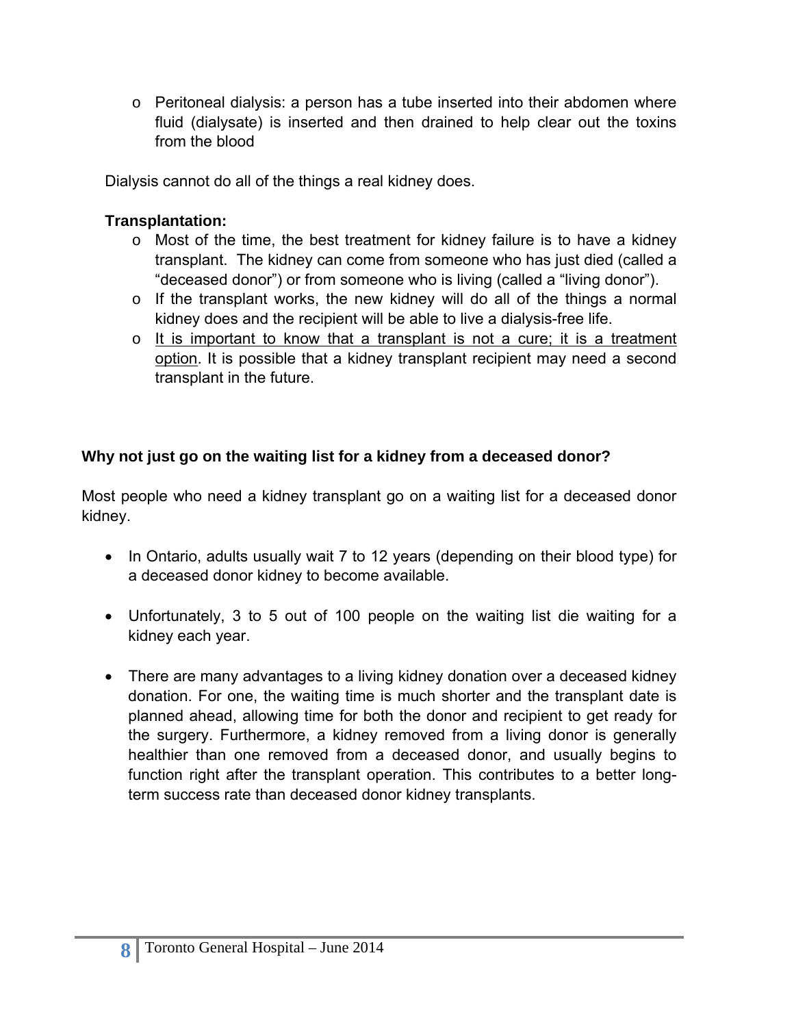- Peritoneal dialysis: a person has a tube inserted into their abdomen where fluid (dialysate) is inserted and then drained to help clear out the toxins from the blood

Dialysis cannot do all of the things a real kidney does.

**Transplantation:**

- Most of the time, the best treatment for kidney failure is to have a kidney transplant. The kidney can come from someone who has just died (called a "deceased donor") or from someone who is living (called a "living donor").
- If the transplant works, the new kidney will do all of the things a normal kidney does and the recipient will be able to live a dialysis-free life.
- <u>It is important to know that a transplant is not a cure; it is a treatment option</u>. It is possible that a kidney transplant recipient may need a second transplant in the future.

**Why not just go on the waiting list for a kidney from a deceased donor?**

Most people who need a kidney transplant go on a waiting list for a deceased donor kidney.

- In Ontario, adults usually wait 7 to 12 years (depending on their blood type) for a deceased donor kidney to become available.
- Unfortunately, 3 to 5 out of 100 people on the waiting list die waiting for a kidney each year.
- There are many advantages to a living kidney donation over a deceased kidney donation. For one, the waiting time is much shorter and the transplant date is planned ahead, allowing time for both the donor and recipient to get ready for the surgery. Furthermore, a kidney removed from a living donor is generally healthier than one removed from a deceased donor, and usually begins to function right after the transplant operation. This contributes to a better long-term success rate than deceased donor kidney transplants.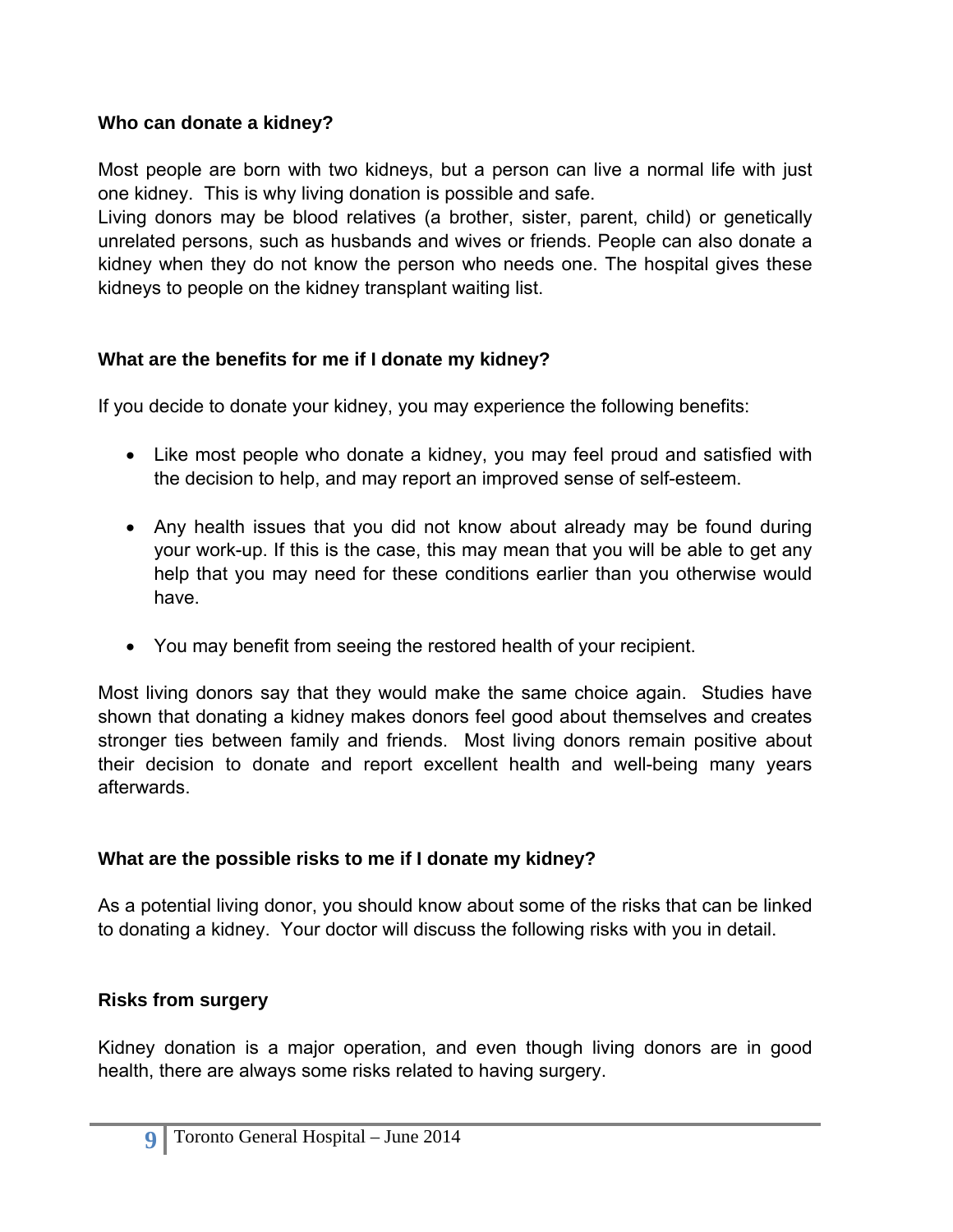**Who can donate a kidney?**

Most people are born with two kidneys, but a person can live a normal life with just one kidney. This is why living donation is possible and safe.
Living donors may be blood relatives (a brother, sister, parent, child) or genetically unrelated persons, such as husbands and wives or friends. People can also donate a kidney when they do not know the person who needs one. The hospital gives these kidneys to people on the kidney transplant waiting list.

**What are the benefits for me if I donate my kidney?**

If you decide to donate your kidney, you may experience the following benefits:

- Like most people who donate a kidney, you may feel proud and satisfied with the decision to help, and may report an improved sense of self-esteem.
- Any health issues that you did not know about already may be found during your work-up. If this is the case, this may mean that you will be able to get any help that you may need for these conditions earlier than you otherwise would have.
- You may benefit from seeing the restored health of your recipient.

Most living donors say that they would make the same choice again. Studies have shown that donating a kidney makes donors feel good about themselves and creates stronger ties between family and friends. Most living donors remain positive about their decision to donate and report excellent health and well-being many years afterwards.

**What are the possible risks to me if I donate my kidney?**

As a potential living donor, you should know about some of the risks that can be linked to donating a kidney. Your doctor will discuss the following risks with you in detail.

**Risks from surgery**

Kidney donation is a major operation, and even though living donors are in good health, there are always some risks related to having surgery.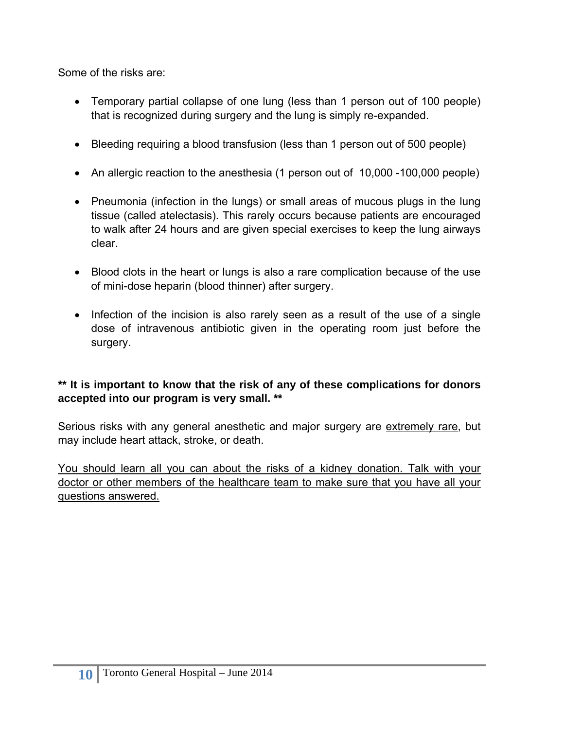Some of the risks are:

- Temporary partial collapse of one lung (less than 1 person out of 100 people) that is recognized during surgery and the lung is simply re-expanded.
- Bleeding requiring a blood transfusion (less than 1 person out of 500 people)
- An allergic reaction to the anesthesia (1 person out of 10,000 -100,000 people)
- Pneumonia (infection in the lungs) or small areas of mucous plugs in the lung tissue (called atelectasis). This rarely occurs because patients are encouraged to walk after 24 hours and are given special exercises to keep the lung airways clear.
- Blood clots in the heart or lungs is also a rare complication because of the use of mini-dose heparin (blood thinner) after surgery.
- Infection of the incision is also rarely seen as a result of the use of a single dose of intravenous antibiotic given in the operating room just before the surgery.

**** It is important to know that the risk of any of these complications for donors accepted into our program is very small. ****

Serious risks with any general anesthetic and major surgery are <u>extremely rare</u>, but may include heart attack, stroke, or death.

<u>You should learn all you can about the risks of a kidney donation. Talk with your doctor or other members of the healthcare team to make sure that you have all your questions answered.</u>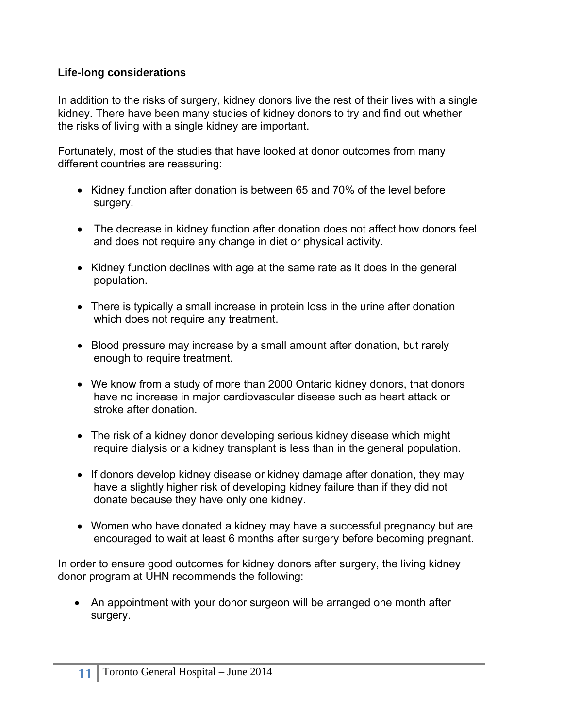**Life-long considerations**

In addition to the risks of surgery, kidney donors live the rest of their lives with a single kidney. There have been many studies of kidney donors to try and find out whether the risks of living with a single kidney are important.

Fortunately, most of the studies that have looked at donor outcomes from many different countries are reassuring:

- Kidney function after donation is between 65 and 70% of the level before surgery.
- The decrease in kidney function after donation does not affect how donors feel and does not require any change in diet or physical activity.
- Kidney function declines with age at the same rate as it does in the general population.
- There is typically a small increase in protein loss in the urine after donation which does not require any treatment.
- Blood pressure may increase by a small amount after donation, but rarely enough to require treatment.
- We know from a study of more than 2000 Ontario kidney donors, that donors have no increase in major cardiovascular disease such as heart attack or stroke after donation.
- The risk of a kidney donor developing serious kidney disease which might require dialysis or a kidney transplant is less than in the general population.
- If donors develop kidney disease or kidney damage after donation, they may have a slightly higher risk of developing kidney failure than if they did not donate because they have only one kidney.
- Women who have donated a kidney may have a successful pregnancy but are encouraged to wait at least 6 months after surgery before becoming pregnant.

In order to ensure good outcomes for kidney donors after surgery, the living kidney donor program at UHN recommends the following:

- An appointment with your donor surgeon will be arranged one month after surgery.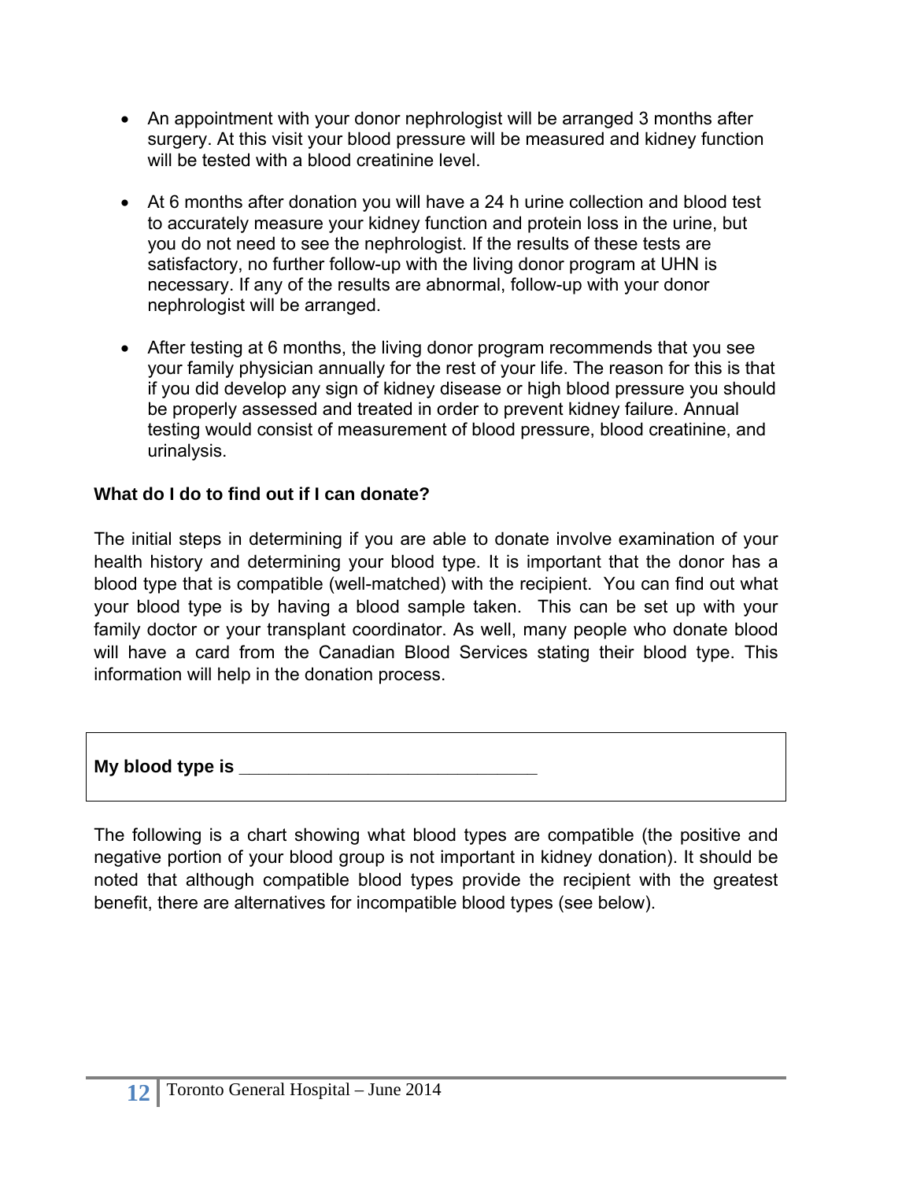- An appointment with your donor nephrologist will be arranged 3 months after surgery. At this visit your blood pressure will be measured and kidney function will be tested with a blood creatinine level.

- At 6 months after donation you will have a 24 h urine collection and blood test to accurately measure your kidney function and protein loss in the urine, but you do not need to see the nephrologist. If the results of these tests are satisfactory, no further follow-up with the living donor program at UHN is necessary. If any of the results are abnormal, follow-up with your donor nephrologist will be arranged.

- After testing at 6 months, the living donor program recommends that you see your family physician annually for the rest of your life. The reason for this is that if you did develop any sign of kidney disease or high blood pressure you should be properly assessed and treated in order to prevent kidney failure. Annual testing would consist of measurement of blood pressure, blood creatinine, and urinalysis.

**What do I do to find out if I can donate?**

The initial steps in determining if you are able to donate involve examination of your health history and determining your blood type. It is important that the donor has a blood type that is compatible (well-matched) with the recipient. You can find out what your blood type is by having a blood sample taken. This can be set up with your family doctor or your transplant coordinator. As well, many people who donate blood will have a card from the Canadian Blood Services stating their blood type. This information will help in the donation process.

**My blood type is** ______________________________

The following is a chart showing what blood types are compatible (the positive and negative portion of your blood group is not important in kidney donation). It should be noted that although compatible blood types provide the recipient with the greatest benefit, there are alternatives for incompatible blood types (see below).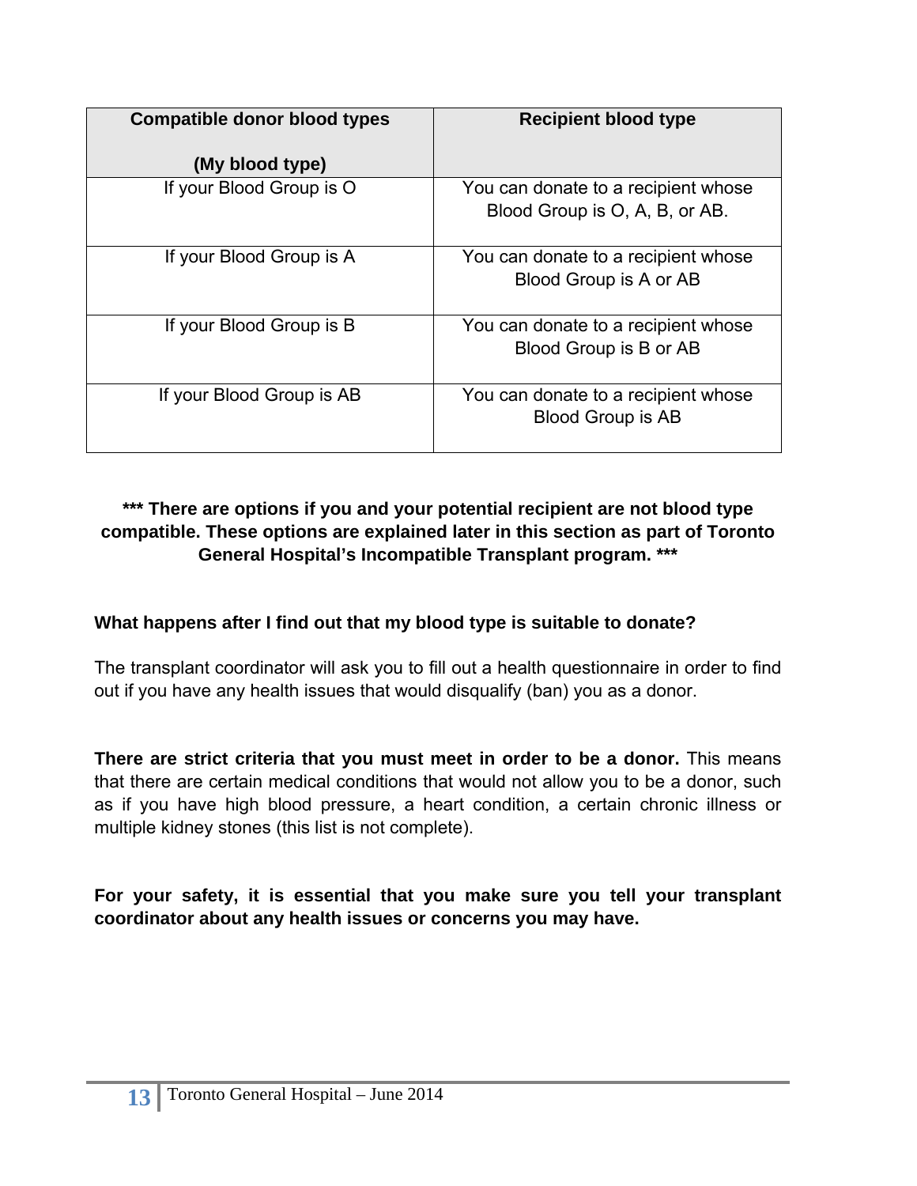| Compatible donor blood types<br><br>(My blood type) | Recipient blood type |
|---|---|
| If your Blood Group is O | You can donate to a recipient whose Blood Group is O, A, B, or AB. |
| If your Blood Group is A | You can donate to a recipient whose Blood Group is A or AB |
| If your Blood Group is B | You can donate to a recipient whose Blood Group is B or AB |
| If your Blood Group is AB | You can donate to a recipient whose Blood Group is AB |

**\*\*\* There are options if you and your potential recipient are not blood type compatible. These options are explained later in this section as part of Toronto General Hospital's Incompatible Transplant program. \*\*\***

**What happens after I find out that my blood type is suitable to donate?**

The transplant coordinator will ask you to fill out a health questionnaire in order to find out if you have any health issues that would disqualify (ban) you as a donor.

**There are strict criteria that you must meet in order to be a donor.** This means that there are certain medical conditions that would not allow you to be a donor, such as if you have high blood pressure, a heart condition, a certain chronic illness or multiple kidney stones (this list is not complete).

**For your safety, it is essential that you make sure you tell your transplant coordinator about any health issues or concerns you may have.**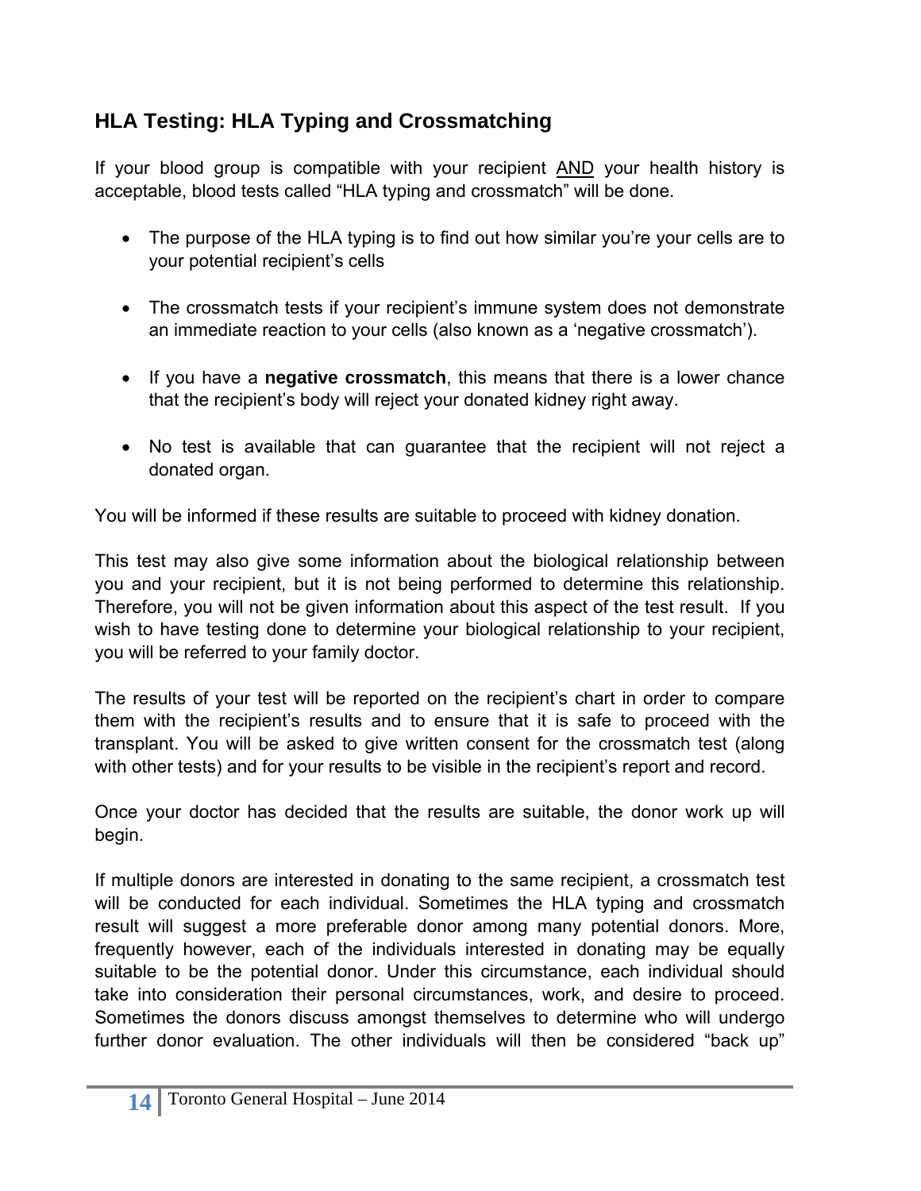## HLA Testing: HLA Typing and Crossmatching

If your blood group is compatible with your recipient <u>AND</u> your health history is acceptable, blood tests called "HLA typing and crossmatch" will be done.

- The purpose of the HLA typing is to find out how similar you're your cells are to your potential recipient's cells
- The crossmatch tests if your recipient's immune system does not demonstrate an immediate reaction to your cells (also known as a 'negative crossmatch').
- If you have a **negative crossmatch**, this means that there is a lower chance that the recipient's body will reject your donated kidney right away.
- No test is available that can guarantee that the recipient will not reject a donated organ.

You will be informed if these results are suitable to proceed with kidney donation.

This test may also give some information about the biological relationship between you and your recipient, but it is not being performed to determine this relationship. Therefore, you will not be given information about this aspect of the test result. If you wish to have testing done to determine your biological relationship to your recipient, you will be referred to your family doctor.

The results of your test will be reported on the recipient's chart in order to compare them with the recipient's results and to ensure that it is safe to proceed with the transplant. You will be asked to give written consent for the crossmatch test (along with other tests) and for your results to be visible in the recipient's report and record.

Once your doctor has decided that the results are suitable, the donor work up will begin.

If multiple donors are interested in donating to the same recipient, a crossmatch test will be conducted for each individual. Sometimes the HLA typing and crossmatch result will suggest a more preferable donor among many potential donors. More, frequently however, each of the individuals interested in donating may be equally suitable to be the potential donor. Under this circumstance, each individual should take into consideration their personal circumstances, work, and desire to proceed. Sometimes the donors discuss amongst themselves to determine who will undergo further donor evaluation. The other individuals will then be considered "back up"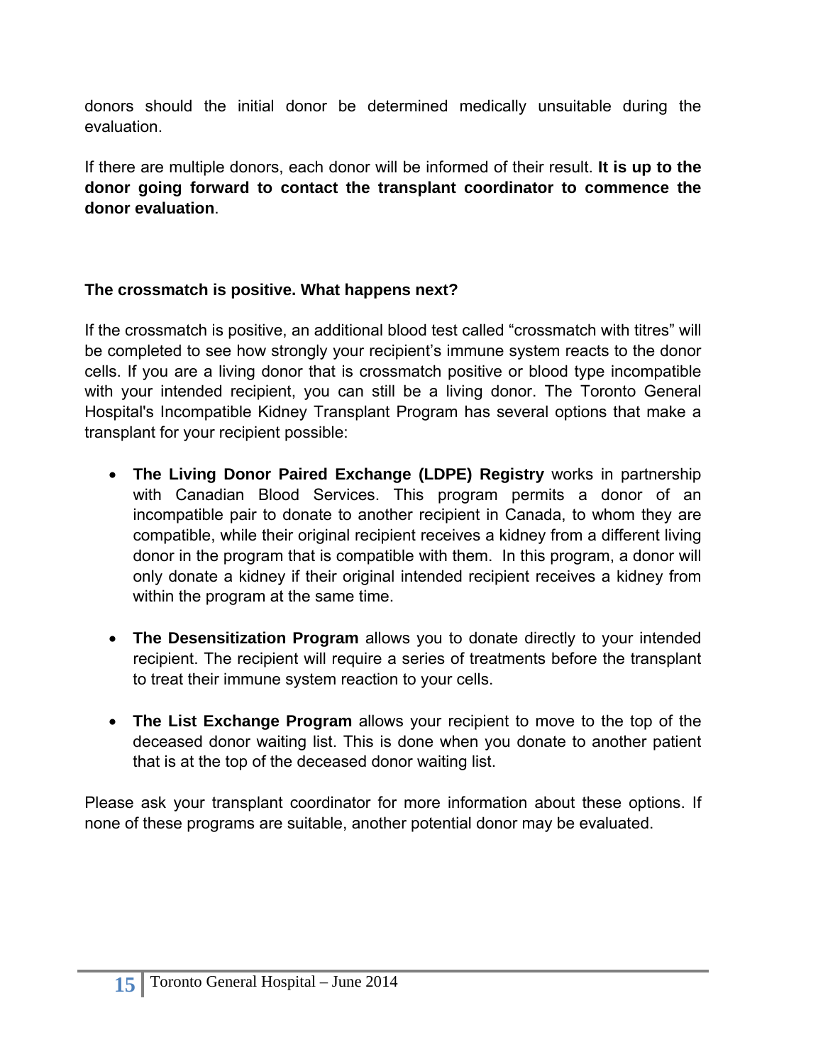donors should the initial donor be determined medically unsuitable during the evaluation.

If there are multiple donors, each donor will be informed of their result. **It is up to the donor going forward to contact the transplant coordinator to commence the donor evaluation**.

### The crossmatch is positive. What happens next?

If the crossmatch is positive, an additional blood test called “crossmatch with titres” will be completed to see how strongly your recipient’s immune system reacts to the donor cells. If you are a living donor that is crossmatch positive or blood type incompatible with your intended recipient, you can still be a living donor. The Toronto General Hospital's Incompatible Kidney Transplant Program has several options that make a transplant for your recipient possible:

- **The Living Donor Paired Exchange (LDPE) Registry** works in partnership with Canadian Blood Services. This program permits a donor of an incompatible pair to donate to another recipient in Canada, to whom they are compatible, while their original recipient receives a kidney from a different living donor in the program that is compatible with them. In this program, a donor will only donate a kidney if their original intended recipient receives a kidney from within the program at the same time.

- **The Desensitization Program** allows you to donate directly to your intended recipient. The recipient will require a series of treatments before the transplant to treat their immune system reaction to your cells.

- **The List Exchange Program** allows your recipient to move to the top of the deceased donor waiting list. This is done when you donate to another patient that is at the top of the deceased donor waiting list.

Please ask your transplant coordinator for more information about these options. If none of these programs are suitable, another potential donor may be evaluated.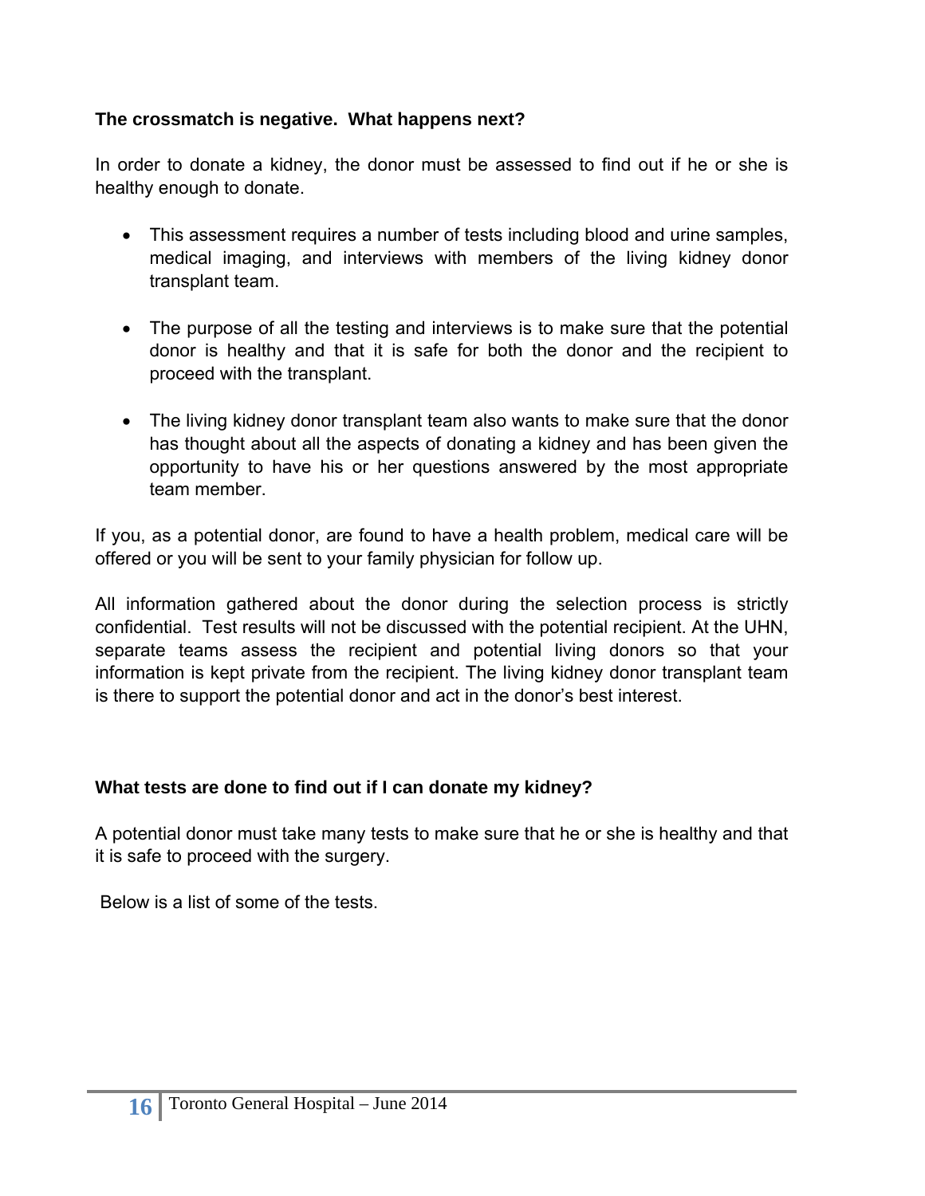**The crossmatch is negative. What happens next?**

In order to donate a kidney, the donor must be assessed to find out if he or she is healthy enough to donate.

- This assessment requires a number of tests including blood and urine samples, medical imaging, and interviews with members of the living kidney donor transplant team.

- The purpose of all the testing and interviews is to make sure that the potential donor is healthy and that it is safe for both the donor and the recipient to proceed with the transplant.

- The living kidney donor transplant team also wants to make sure that the donor has thought about all the aspects of donating a kidney and has been given the opportunity to have his or her questions answered by the most appropriate team member.

If you, as a potential donor, are found to have a health problem, medical care will be offered or you will be sent to your family physician for follow up.

All information gathered about the donor during the selection process is strictly confidential. Test results will not be discussed with the potential recipient. At the UHN, separate teams assess the recipient and potential living donors so that your information is kept private from the recipient. The living kidney donor transplant team is there to support the potential donor and act in the donor's best interest.

**What tests are done to find out if I can donate my kidney?**

A potential donor must take many tests to make sure that he or she is healthy and that it is safe to proceed with the surgery.

Below is a list of some of the tests.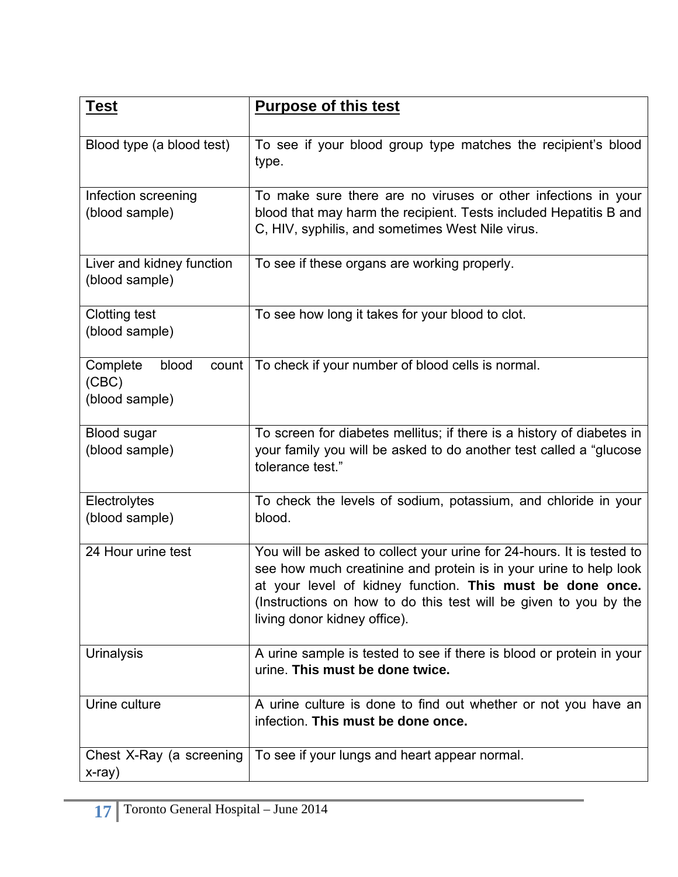| **Test** | **Purpose of this test** |
|---|---|
| Blood type (a blood test) | To see if your blood group type matches the recipient's blood type. |
| Infection screening (blood sample) | To make sure there are no viruses or other infections in your blood that may harm the recipient. Tests included Hepatitis B and C, HIV, syphilis, and sometimes West Nile virus. |
| Liver and kidney function (blood sample) | To see if these organs are working properly. |
| Clotting test (blood sample) | To see how long it takes for your blood to clot. |
| Complete blood count (CBC) (blood sample) | To check if your number of blood cells is normal. |
| Blood sugar (blood sample) | To screen for diabetes mellitus; if there is a history of diabetes in your family you will be asked to do another test called a "glucose tolerance test." |
| Electrolytes (blood sample) | To check the levels of sodium, potassium, and chloride in your blood. |
| 24 Hour urine test | You will be asked to collect your urine for 24-hours. It is tested to see how much creatinine and protein is in your urine to help look at your level of kidney function. **This must be done once.** (Instructions on how to do this test will be given to you by the living donor kidney office). |
| Urinalysis | A urine sample is tested to see if there is blood or protein in your urine. **This must be done twice.** |
| Urine culture | A urine culture is done to find out whether or not you have an infection. **This must be done once.** |
| Chest X-Ray (a screening x-ray) | To see if your lungs and heart appear normal. |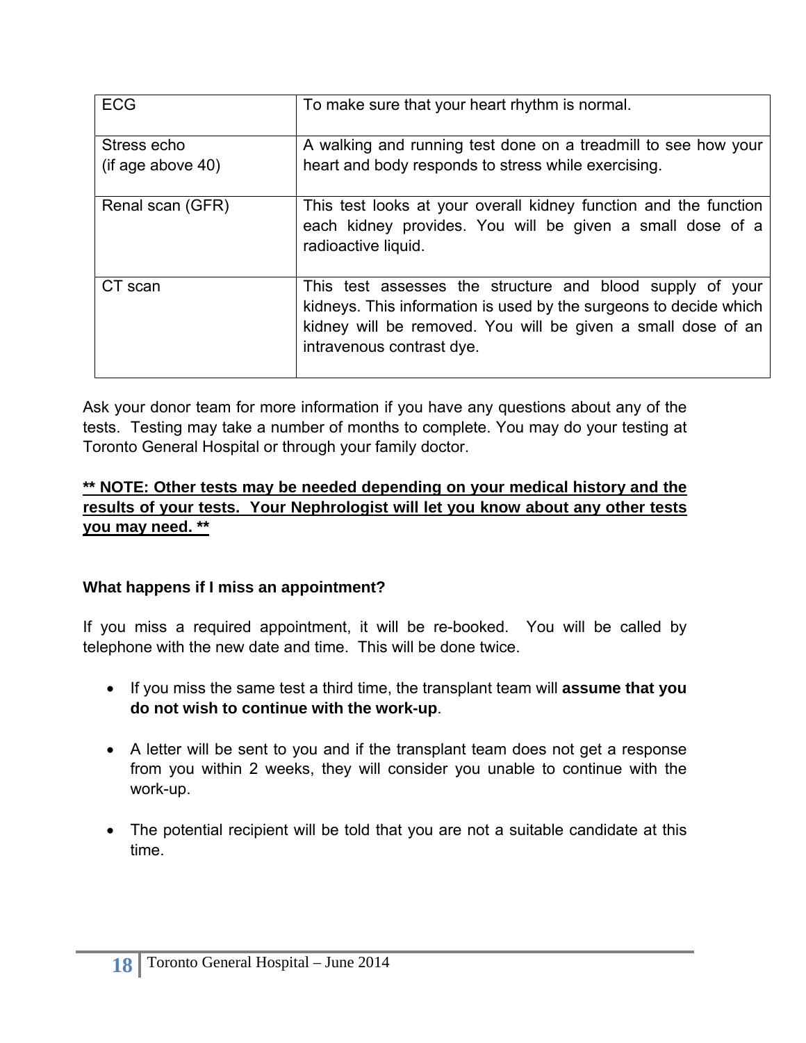| | |
|---|---|
| ECG | To make sure that your heart rhythm is normal. |
| Stress echo<br>(if age above 40) | A walking and running test done on a treadmill to see how your heart and body responds to stress while exercising. |
| Renal scan (GFR) | This test looks at your overall kidney function and the function each kidney provides. You will be given a small dose of a radioactive liquid. |
| CT scan | This test assesses the structure and blood supply of your kidneys. This information is used by the surgeons to decide which kidney will be removed. You will be given a small dose of an intravenous contrast dye. |

Ask your donor team for more information if you have any questions about any of the tests. Testing may take a number of months to complete. You may do your testing at Toronto General Hospital or through your family doctor.

<u>**** NOTE: Other tests may be needed depending on your medical history and the results of your tests. Your Nephrologist will let you know about any other tests you may need. ****</u>

**What happens if I miss an appointment?**

If you miss a required appointment, it will be re-booked. You will be called by telephone with the new date and time. This will be done twice.

- If you miss the same test a third time, the transplant team will **assume that you do not wish to continue with the work-up**.
- A letter will be sent to you and if the transplant team does not get a response from you within 2 weeks, they will consider you unable to continue with the work-up.
- The potential recipient will be told that you are not a suitable candidate at this time.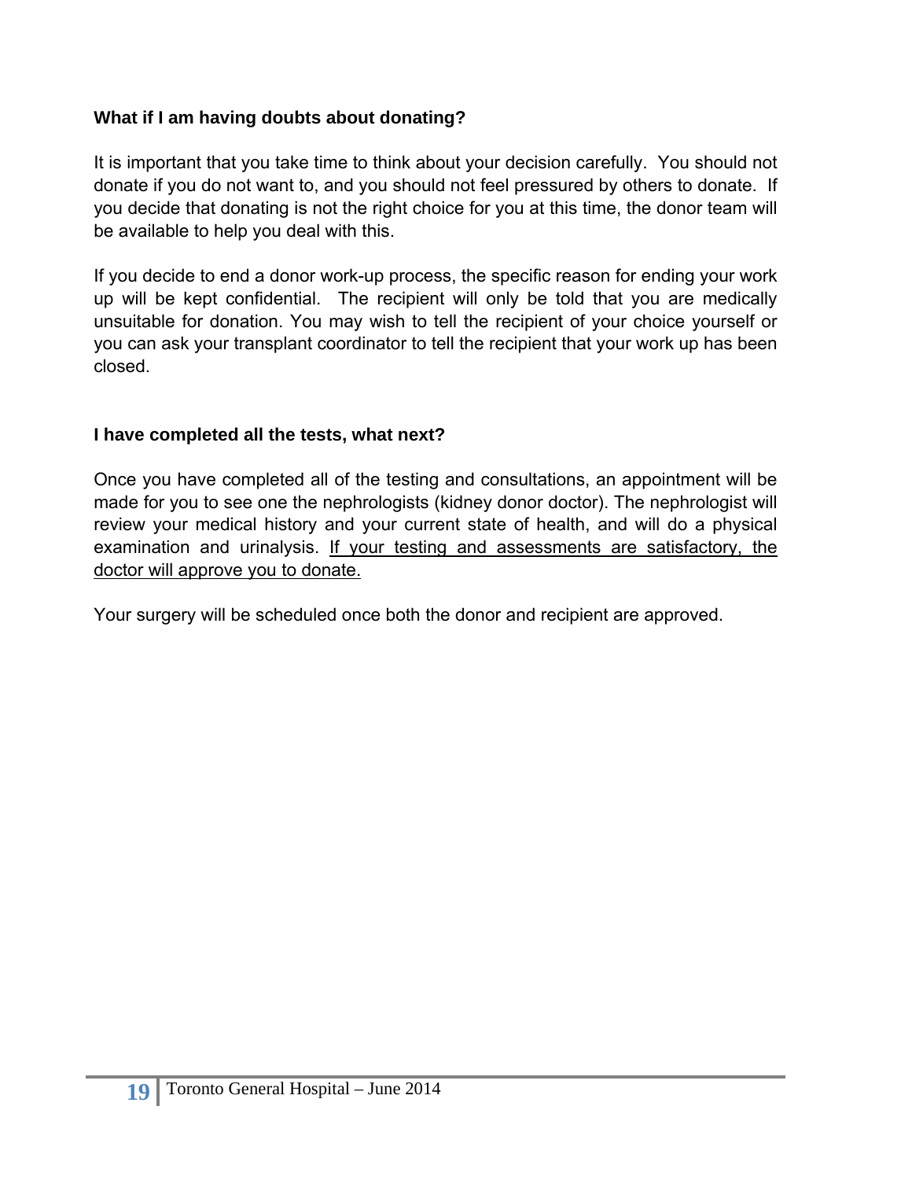**What if I am having doubts about donating?**

It is important that you take time to think about your decision carefully. You should not donate if you do not want to, and you should not feel pressured by others to donate. If you decide that donating is not the right choice for you at this time, the donor team will be available to help you deal with this.

If you decide to end a donor work-up process, the specific reason for ending your work up will be kept confidential. The recipient will only be told that you are medically unsuitable for donation. You may wish to tell the recipient of your choice yourself or you can ask your transplant coordinator to tell the recipient that your work up has been closed.

**I have completed all the tests, what next?**

Once you have completed all of the testing and consultations, an appointment will be made for you to see one the nephrologists (kidney donor doctor). The nephrologist will review your medical history and your current state of health, and will do a physical examination and urinalysis. <u>If your testing and assessments are satisfactory, the doctor will approve you to donate.</u>

Your surgery will be scheduled once both the donor and recipient are approved.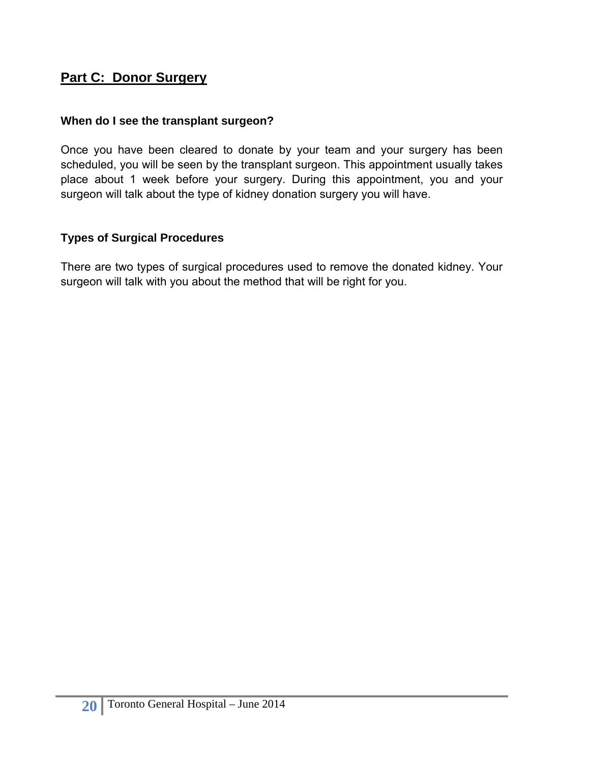## Part C: Donor Surgery

### When do I see the transplant surgeon?

Once you have been cleared to donate by your team and your surgery has been scheduled, you will be seen by the transplant surgeon. This appointment usually takes place about 1 week before your surgery. During this appointment, you and your surgeon will talk about the type of kidney donation surgery you will have.

### Types of Surgical Procedures

There are two types of surgical procedures used to remove the donated kidney. Your surgeon will talk with you about the method that will be right for you.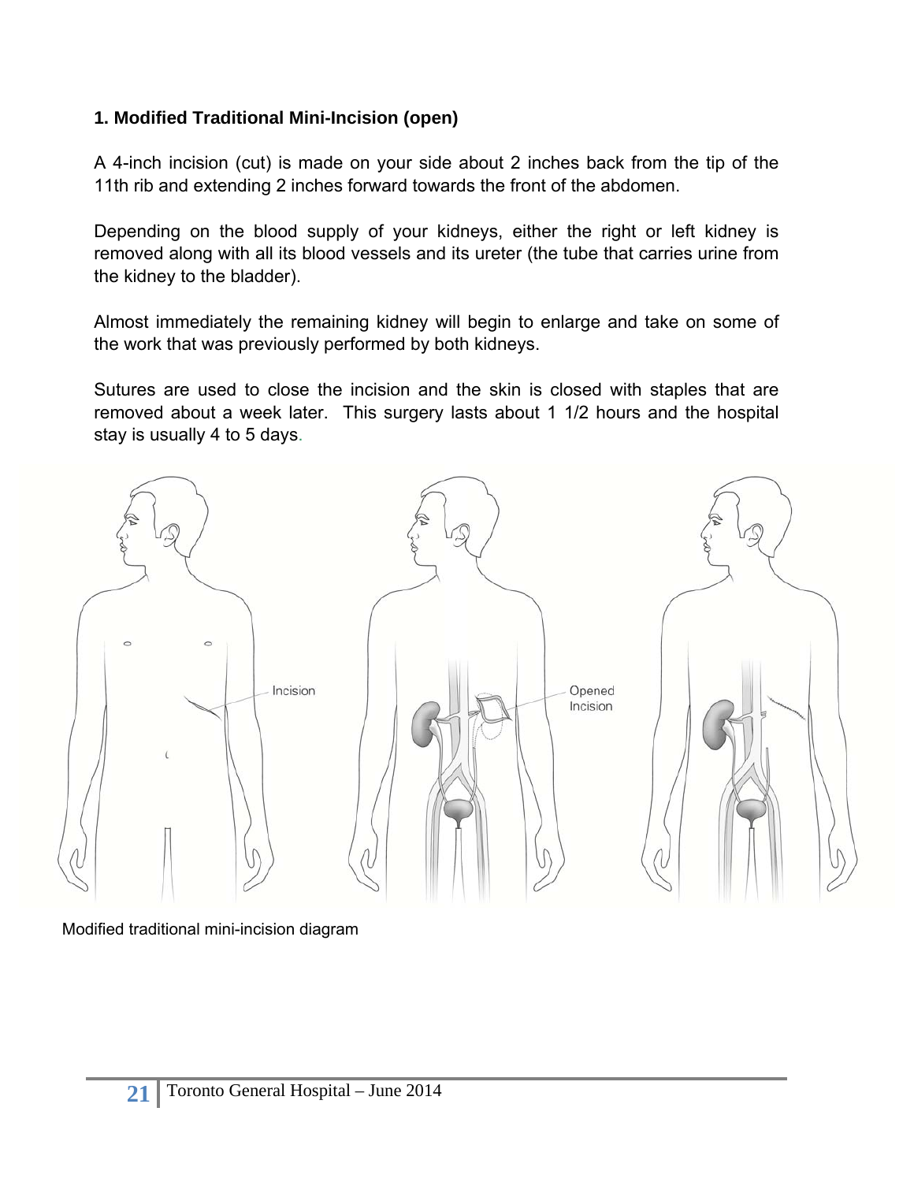### 1. Modified Traditional Mini-Incision (open)

A 4-inch incision (cut) is made on your side about 2 inches back from the tip of the 11th rib and extending 2 inches forward towards the front of the abdomen.

Depending on the blood supply of your kidneys, either the right or left kidney is removed along with all its blood vessels and its ureter (the tube that carries urine from the kidney to the bladder).

Almost immediately the remaining kidney will begin to enlarge and take on some of the work that was previously performed by both kidneys.

Sutures are used to close the incision and the skin is closed with staples that are removed about a week later. This surgery lasts about 1 1/2 hours and the hospital stay is usually 4 to 5 days.

Incision

Opened Incision

Modified traditional mini-incision diagram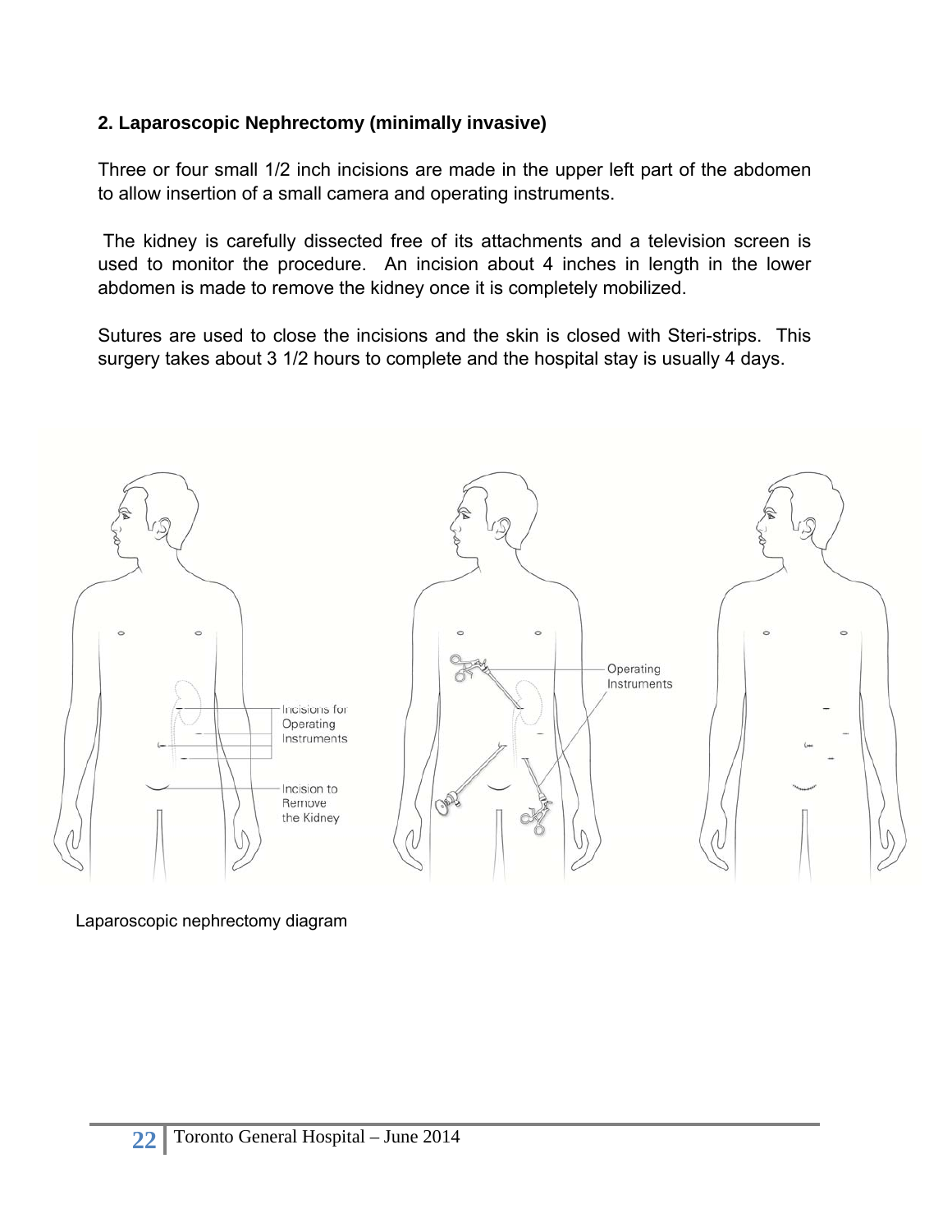## 2. Laparoscopic Nephrectomy (minimally invasive)

Three or four small 1/2 inch incisions are made in the upper left part of the abdomen to allow insertion of a small camera and operating instruments.

The kidney is carefully dissected free of its attachments and a television screen is used to monitor the procedure. An incision about 4 inches in length in the lower abdomen is made to remove the kidney once it is completely mobilized.

Sutures are used to close the incisions and the skin is closed with Steri-strips. This surgery takes about 3 1/2 hours to complete and the hospital stay is usually 4 days.

Incisions for Operating Instruments

Incision to Remove the Kidney

Operating Instruments

Laparoscopic nephrectomy diagram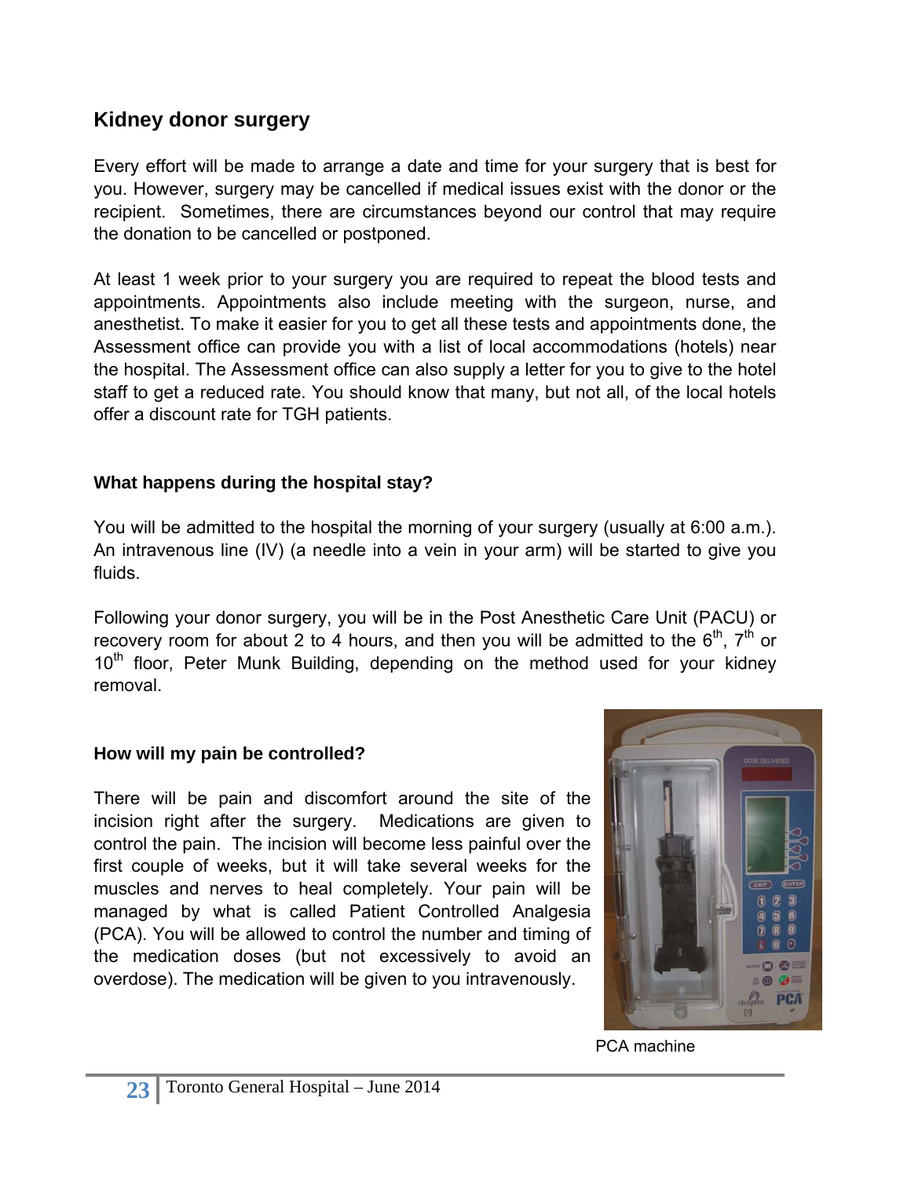## Kidney donor surgery

Every effort will be made to arrange a date and time for your surgery that is best for you. However, surgery may be cancelled if medical issues exist with the donor or the recipient. Sometimes, there are circumstances beyond our control that may require the donation to be cancelled or postponed.

At least 1 week prior to your surgery you are required to repeat the blood tests and appointments. Appointments also include meeting with the surgeon, nurse, and anesthetist. To make it easier for you to get all these tests and appointments done, the Assessment office can provide you with a list of local accommodations (hotels) near the hospital. The Assessment office can also supply a letter for you to give to the hotel staff to get a reduced rate. You should know that many, but not all, of the local hotels offer a discount rate for TGH patients.

### What happens during the hospital stay?

You will be admitted to the hospital the morning of your surgery (usually at 6:00 a.m.). An intravenous line (IV) (a needle into a vein in your arm) will be started to give you fluids.

Following your donor surgery, you will be in the Post Anesthetic Care Unit (PACU) or recovery room for about 2 to 4 hours, and then you will be admitted to the 6th, 7th or 10th floor, Peter Munk Building, depending on the method used for your kidney removal.

### How will my pain be controlled?

There will be pain and discomfort around the site of the incision right after the surgery. Medications are given to control the pain. The incision will become less painful over the first couple of weeks, but it will take several weeks for the muscles and nerves to heal completely. Your pain will be managed by what is called Patient Controlled Analgesia (PCA). You will be allowed to control the number and timing of the medication doses (but not excessively to avoid an overdose). The medication will be given to you intravenously.

PCA machine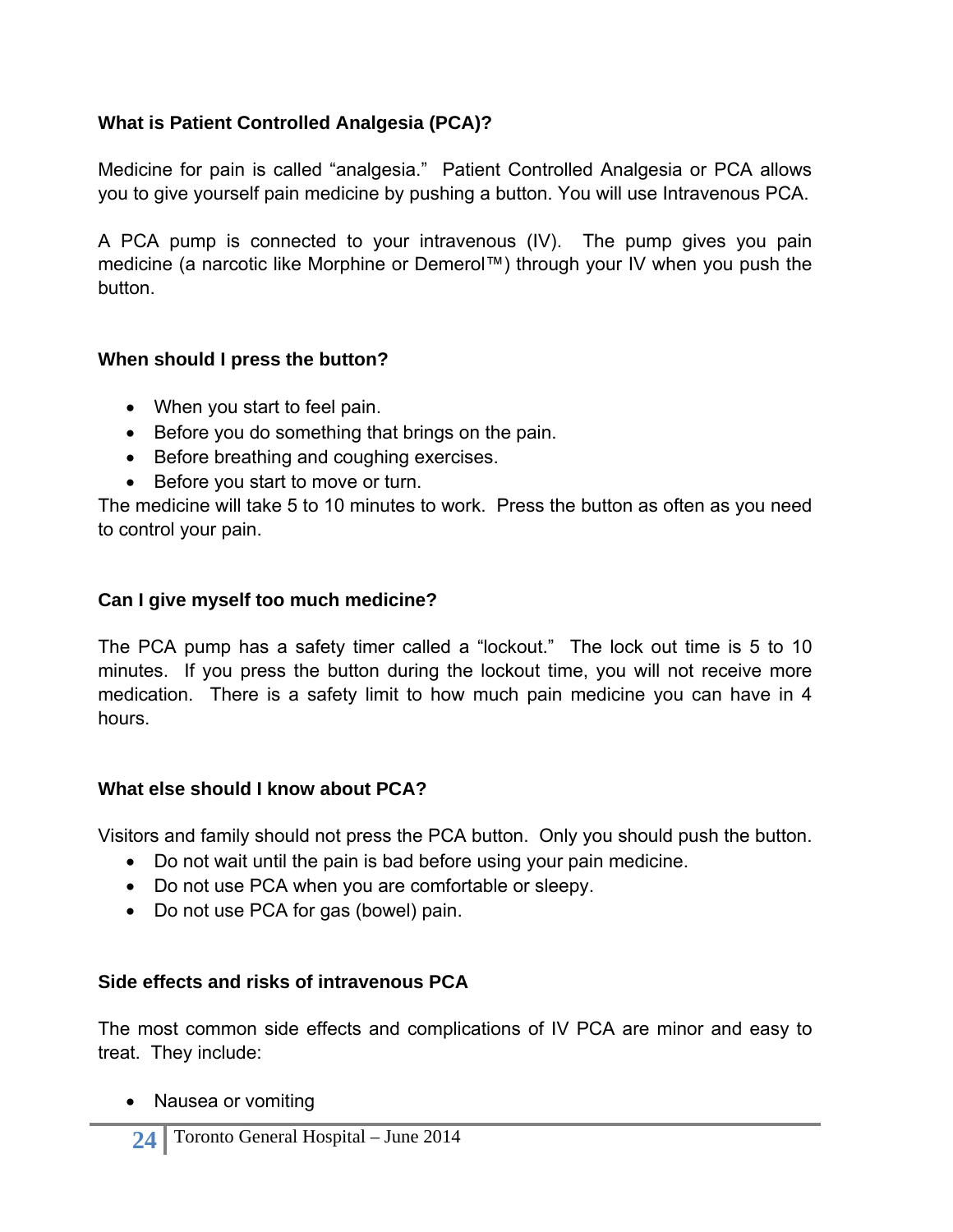### What is Patient Controlled Analgesia (PCA)?

Medicine for pain is called "analgesia." Patient Controlled Analgesia or PCA allows you to give yourself pain medicine by pushing a button. You will use Intravenous PCA.

A PCA pump is connected to your intravenous (IV). The pump gives you pain medicine (a narcotic like Morphine or Demerol™) through your IV when you push the button.

### When should I press the button?

- When you start to feel pain.
- Before you do something that brings on the pain.
- Before breathing and coughing exercises.
- Before you start to move or turn.

The medicine will take 5 to 10 minutes to work. Press the button as often as you need to control your pain.

### Can I give myself too much medicine?

The PCA pump has a safety timer called a "lockout." The lock out time is 5 to 10 minutes. If you press the button during the lockout time, you will not receive more medication. There is a safety limit to how much pain medicine you can have in 4 hours.

### What else should I know about PCA?

Visitors and family should not press the PCA button. Only you should push the button.

- Do not wait until the pain is bad before using your pain medicine.
- Do not use PCA when you are comfortable or sleepy.
- Do not use PCA for gas (bowel) pain.

### Side effects and risks of intravenous PCA

The most common side effects and complications of IV PCA are minor and easy to treat. They include:

- Nausea or vomiting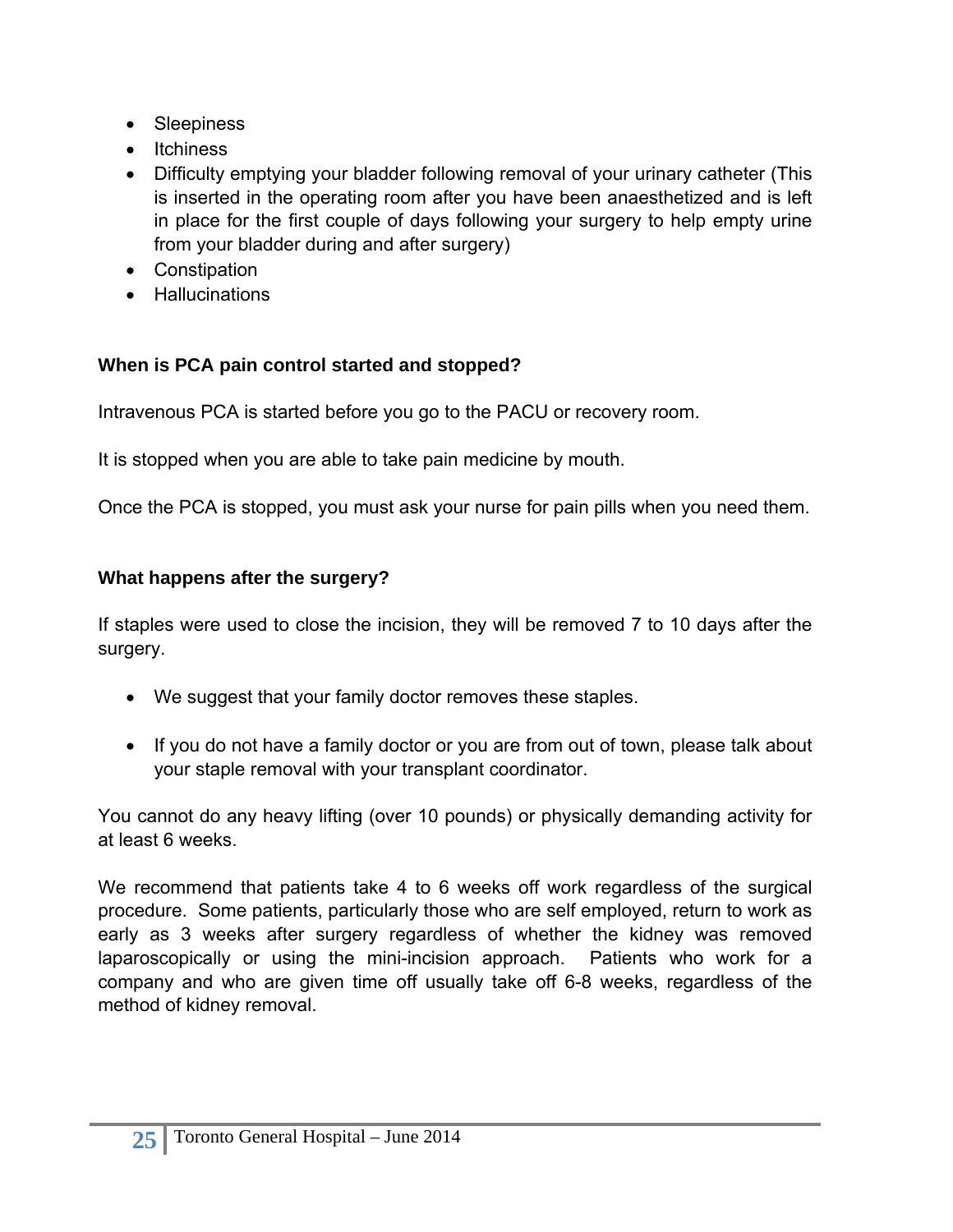- Sleepiness
- Itchiness
- Difficulty emptying your bladder following removal of your urinary catheter (This is inserted in the operating room after you have been anaesthetized and is left in place for the first couple of days following your surgery to help empty urine from your bladder during and after surgery)
- Constipation
- Hallucinations

**When is PCA pain control started and stopped?**

Intravenous PCA is started before you go to the PACU or recovery room.

It is stopped when you are able to take pain medicine by mouth.

Once the PCA is stopped, you must ask your nurse for pain pills when you need them.

**What happens after the surgery?**

If staples were used to close the incision, they will be removed 7 to 10 days after the surgery.

- We suggest that your family doctor removes these staples.

- If you do not have a family doctor or you are from out of town, please talk about your staple removal with your transplant coordinator.

You cannot do any heavy lifting (over 10 pounds) or physically demanding activity for at least 6 weeks.

We recommend that patients take 4 to 6 weeks off work regardless of the surgical procedure. Some patients, particularly those who are self employed, return to work as early as 3 weeks after surgery regardless of whether the kidney was removed laparoscopically or using the mini-incision approach. Patients who work for a company and who are given time off usually take off 6-8 weeks, regardless of the method of kidney removal.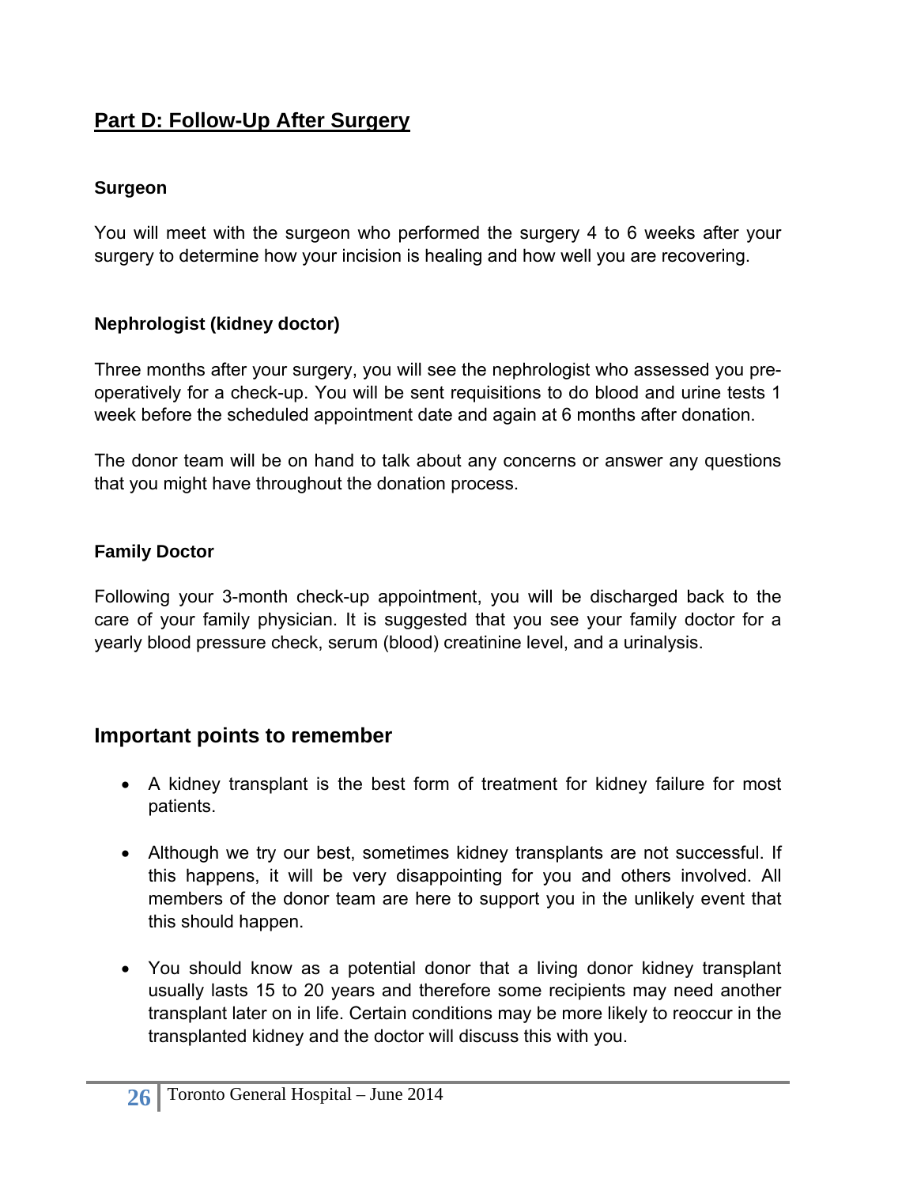## Part D: Follow-Up After Surgery

### Surgeon

You will meet with the surgeon who performed the surgery 4 to 6 weeks after your surgery to determine how your incision is healing and how well you are recovering.

### Nephrologist (kidney doctor)

Three months after your surgery, you will see the nephrologist who assessed you pre-operatively for a check-up. You will be sent requisitions to do blood and urine tests 1 week before the scheduled appointment date and again at 6 months after donation.

The donor team will be on hand to talk about any concerns or answer any questions that you might have throughout the donation process.

### Family Doctor

Following your 3-month check-up appointment, you will be discharged back to the care of your family physician. It is suggested that you see your family doctor for a yearly blood pressure check, serum (blood) creatinine level, and a urinalysis.

## Important points to remember

- A kidney transplant is the best form of treatment for kidney failure for most patients.
- Although we try our best, sometimes kidney transplants are not successful. If this happens, it will be very disappointing for you and others involved. All members of the donor team are here to support you in the unlikely event that this should happen.
- You should know as a potential donor that a living donor kidney transplant usually lasts 15 to 20 years and therefore some recipients may need another transplant later on in life. Certain conditions may be more likely to reoccur in the transplanted kidney and the doctor will discuss this with you.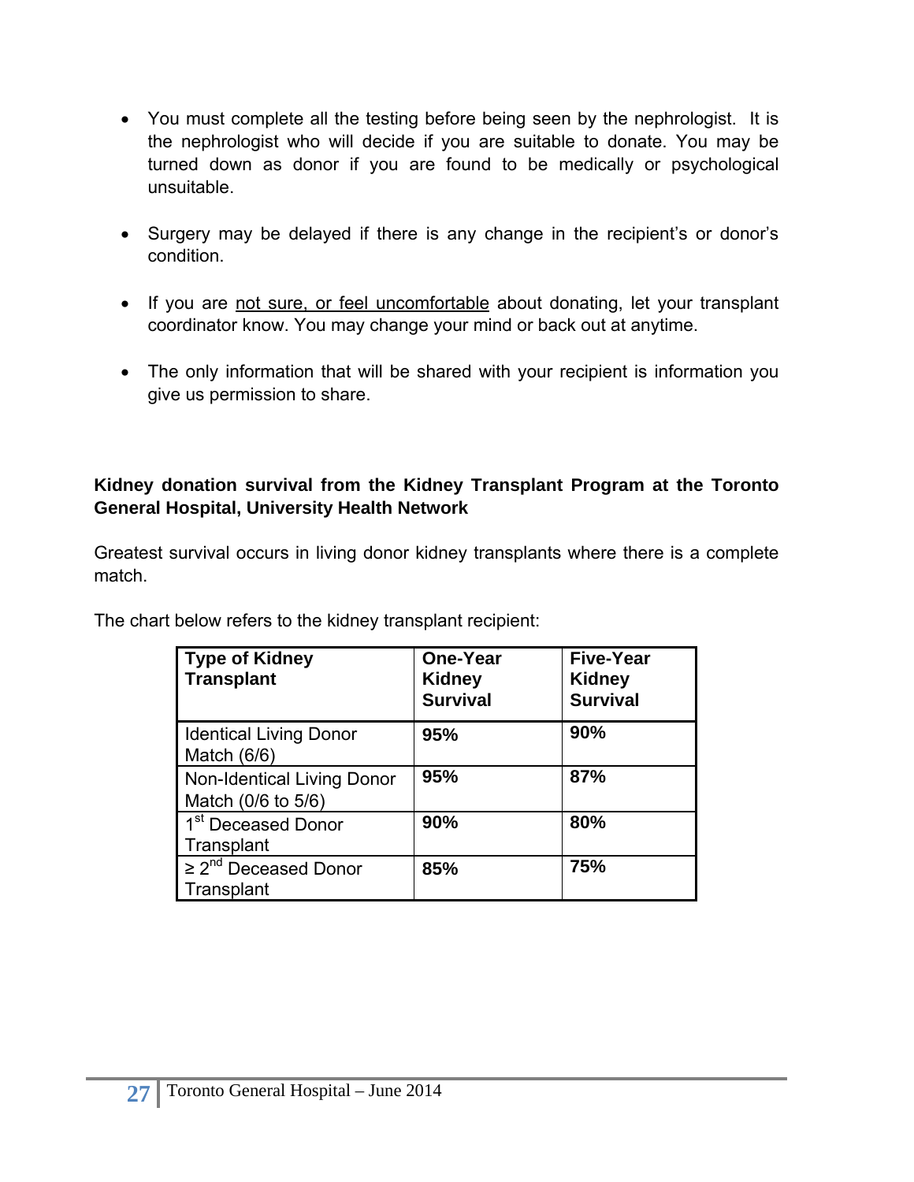- You must complete all the testing before being seen by the nephrologist. It is the nephrologist who will decide if you are suitable to donate. You may be turned down as donor if you are found to be medically or psychological unsuitable.

- Surgery may be delayed if there is any change in the recipient's or donor's condition.

- If you are <u>not sure, or feel uncomfortable</u> about donating, let your transplant coordinator know. You may change your mind or back out at anytime.

- The only information that will be shared with your recipient is information you give us permission to share.

**Kidney donation survival from the Kidney Transplant Program at the Toronto General Hospital, University Health Network**

Greatest survival occurs in living donor kidney transplants where there is a complete match.

The chart below refers to the kidney transplant recipient:

| Type of Kidney Transplant | One-Year Kidney Survival | Five-Year Kidney Survival |
|---|---|---|
| Identical Living Donor Match (6/6) | **95%** | **90%** |
| Non-Identical Living Donor Match (0/6 to 5/6) | **95%** | **87%** |
| 1st Deceased Donor Transplant | **90%** | **80%** |
| ≥ 2nd Deceased Donor Transplant | **85%** | **75%** |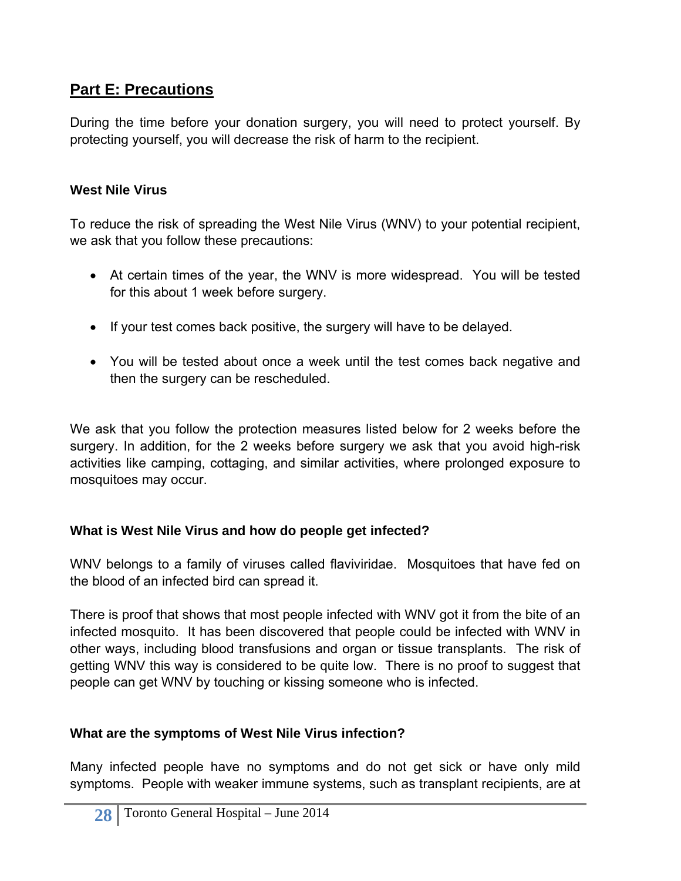## Part E: Precautions

During the time before your donation surgery, you will need to protect yourself. By protecting yourself, you will decrease the risk of harm to the recipient.

### West Nile Virus

To reduce the risk of spreading the West Nile Virus (WNV) to your potential recipient, we ask that you follow these precautions:

- At certain times of the year, the WNV is more widespread. You will be tested for this about 1 week before surgery.
- If your test comes back positive, the surgery will have to be delayed.
- You will be tested about once a week until the test comes back negative and then the surgery can be rescheduled.

We ask that you follow the protection measures listed below for 2 weeks before the surgery. In addition, for the 2 weeks before surgery we ask that you avoid high-risk activities like camping, cottaging, and similar activities, where prolonged exposure to mosquitoes may occur.

### What is West Nile Virus and how do people get infected?

WNV belongs to a family of viruses called flaviviridae. Mosquitoes that have fed on the blood of an infected bird can spread it.

There is proof that shows that most people infected with WNV got it from the bite of an infected mosquito. It has been discovered that people could be infected with WNV in other ways, including blood transfusions and organ or tissue transplants. The risk of getting WNV this way is considered to be quite low. There is no proof to suggest that people can get WNV by touching or kissing someone who is infected.

### What are the symptoms of West Nile Virus infection?

Many infected people have no symptoms and do not get sick or have only mild symptoms. People with weaker immune systems, such as transplant recipients, are at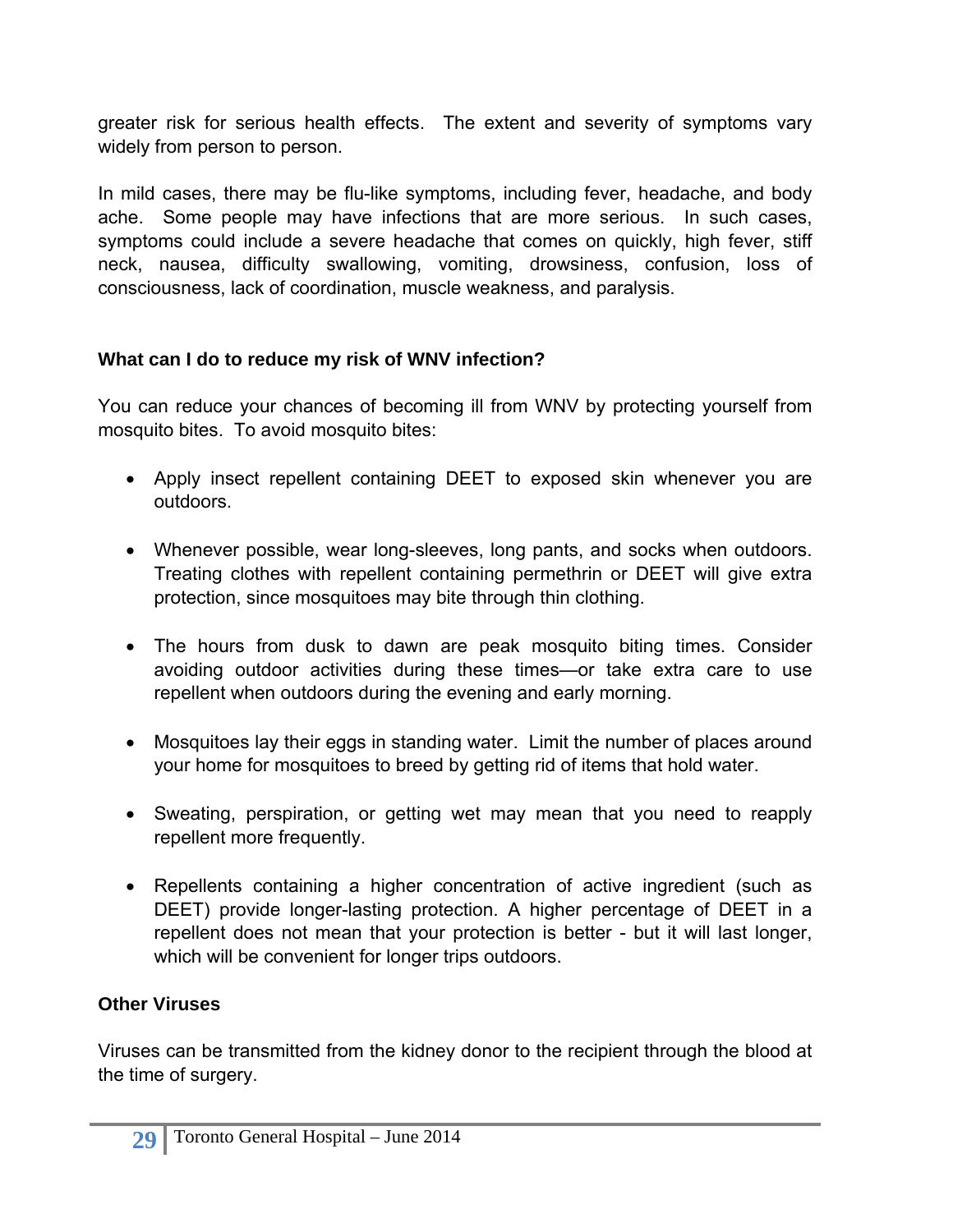greater risk for serious health effects. The extent and severity of symptoms vary widely from person to person.

In mild cases, there may be flu-like symptoms, including fever, headache, and body ache. Some people may have infections that are more serious. In such cases, symptoms could include a severe headache that comes on quickly, high fever, stiff neck, nausea, difficulty swallowing, vomiting, drowsiness, confusion, loss of consciousness, lack of coordination, muscle weakness, and paralysis.

**What can I do to reduce my risk of WNV infection?**

You can reduce your chances of becoming ill from WNV by protecting yourself from mosquito bites. To avoid mosquito bites:

- Apply insect repellent containing DEET to exposed skin whenever you are outdoors.

- Whenever possible, wear long-sleeves, long pants, and socks when outdoors. Treating clothes with repellent containing permethrin or DEET will give extra protection, since mosquitoes may bite through thin clothing.

- The hours from dusk to dawn are peak mosquito biting times. Consider avoiding outdoor activities during these times—or take extra care to use repellent when outdoors during the evening and early morning.

- Mosquitoes lay their eggs in standing water. Limit the number of places around your home for mosquitoes to breed by getting rid of items that hold water.

- Sweating, perspiration, or getting wet may mean that you need to reapply repellent more frequently.

- Repellents containing a higher concentration of active ingredient (such as DEET) provide longer-lasting protection. A higher percentage of DEET in a repellent does not mean that your protection is better - but it will last longer, which will be convenient for longer trips outdoors.

**Other Viruses**

Viruses can be transmitted from the kidney donor to the recipient through the blood at the time of surgery.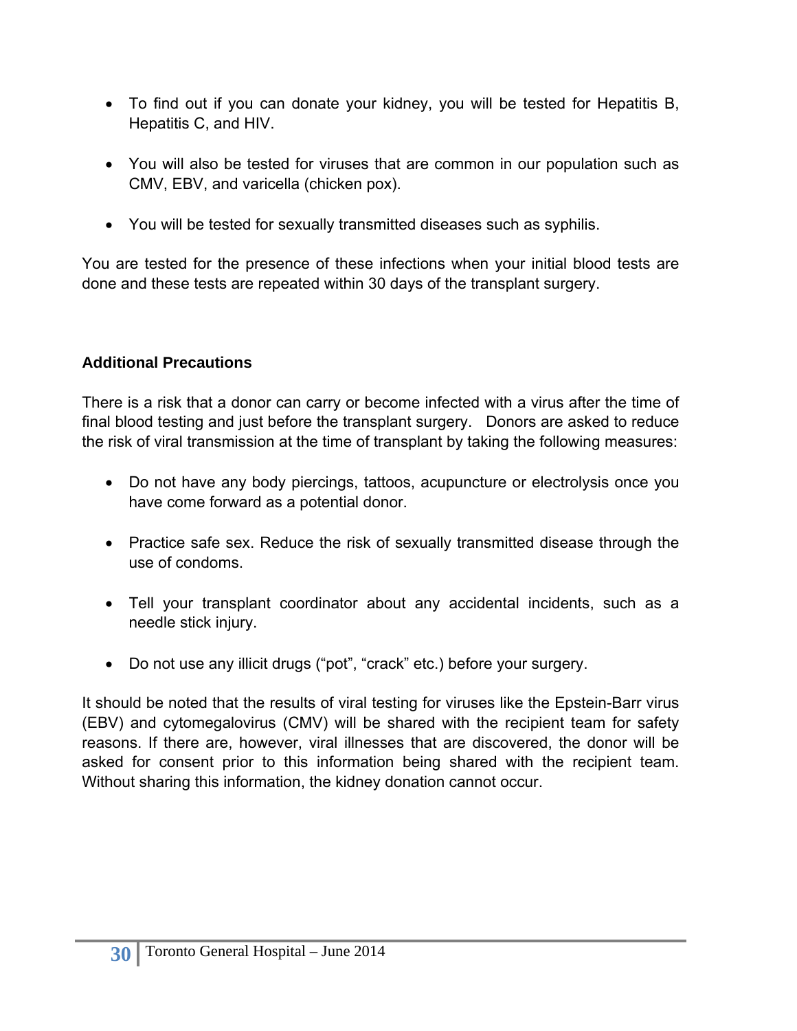- To find out if you can donate your kidney, you will be tested for Hepatitis B, Hepatitis C, and HIV.
- You will also be tested for viruses that are common in our population such as CMV, EBV, and varicella (chicken pox).
- You will be tested for sexually transmitted diseases such as syphilis.

You are tested for the presence of these infections when your initial blood tests are done and these tests are repeated within 30 days of the transplant surgery.

**Additional Precautions**

There is a risk that a donor can carry or become infected with a virus after the time of final blood testing and just before the transplant surgery. Donors are asked to reduce the risk of viral transmission at the time of transplant by taking the following measures:

- Do not have any body piercings, tattoos, acupuncture or electrolysis once you have come forward as a potential donor.
- Practice safe sex. Reduce the risk of sexually transmitted disease through the use of condoms.
- Tell your transplant coordinator about any accidental incidents, such as a needle stick injury.
- Do not use any illicit drugs ("pot", "crack" etc.) before your surgery.

It should be noted that the results of viral testing for viruses like the Epstein-Barr virus (EBV) and cytomegalovirus (CMV) will be shared with the recipient team for safety reasons. If there are, however, viral illnesses that are discovered, the donor will be asked for consent prior to this information being shared with the recipient team. Without sharing this information, the kidney donation cannot occur.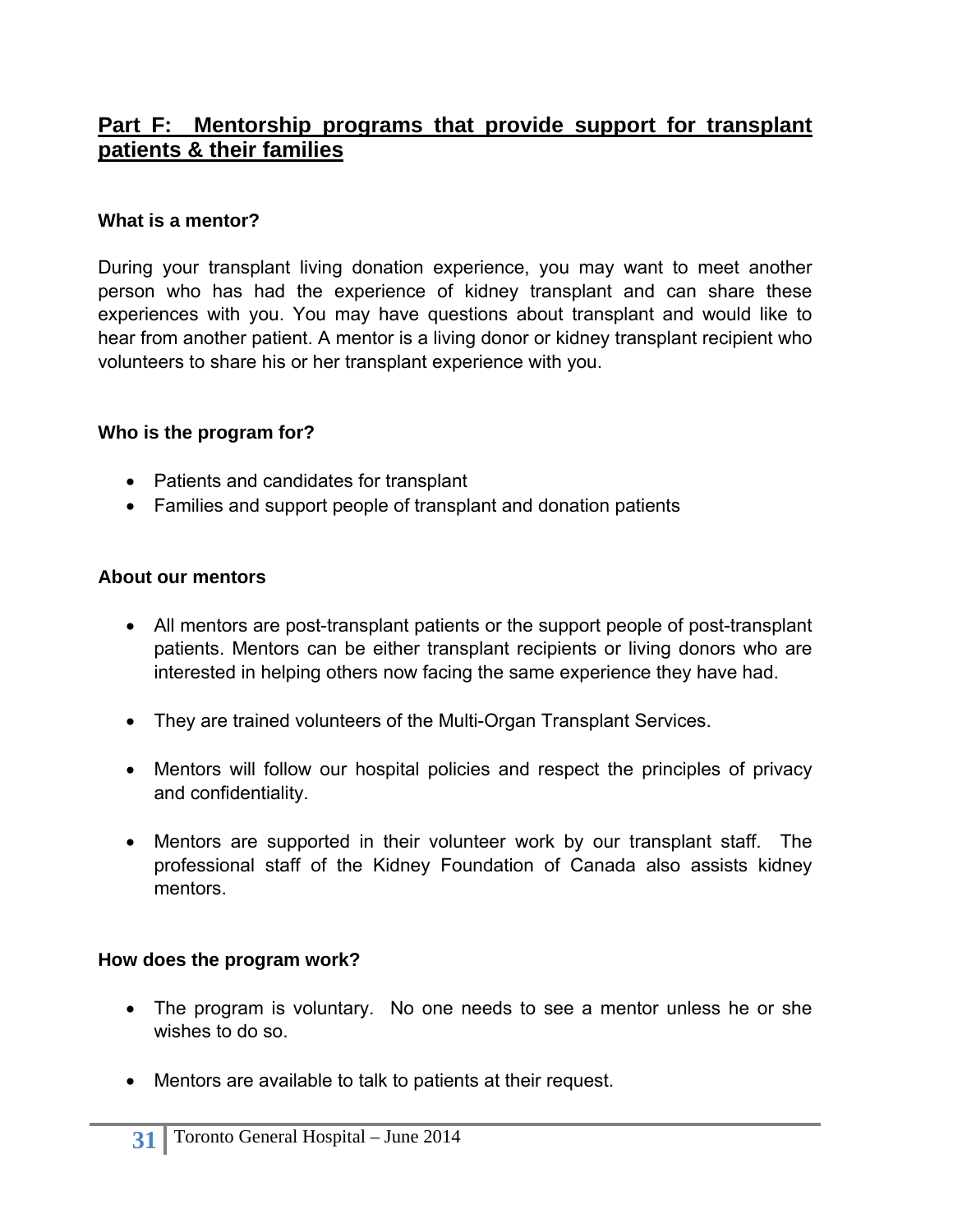## Part F: Mentorship programs that provide support for transplant patients & their families

### What is a mentor?

During your transplant living donation experience, you may want to meet another person who has had the experience of kidney transplant and can share these experiences with you. You may have questions about transplant and would like to hear from another patient. A mentor is a living donor or kidney transplant recipient who volunteers to share his or her transplant experience with you.

### Who is the program for?

- Patients and candidates for transplant
- Families and support people of transplant and donation patients

### About our mentors

- All mentors are post-transplant patients or the support people of post-transplant patients. Mentors can be either transplant recipients or living donors who are interested in helping others now facing the same experience they have had.
- They are trained volunteers of the Multi-Organ Transplant Services.
- Mentors will follow our hospital policies and respect the principles of privacy and confidentiality.
- Mentors are supported in their volunteer work by our transplant staff. The professional staff of the Kidney Foundation of Canada also assists kidney mentors.

### How does the program work?

- The program is voluntary. No one needs to see a mentor unless he or she wishes to do so.
- Mentors are available to talk to patients at their request.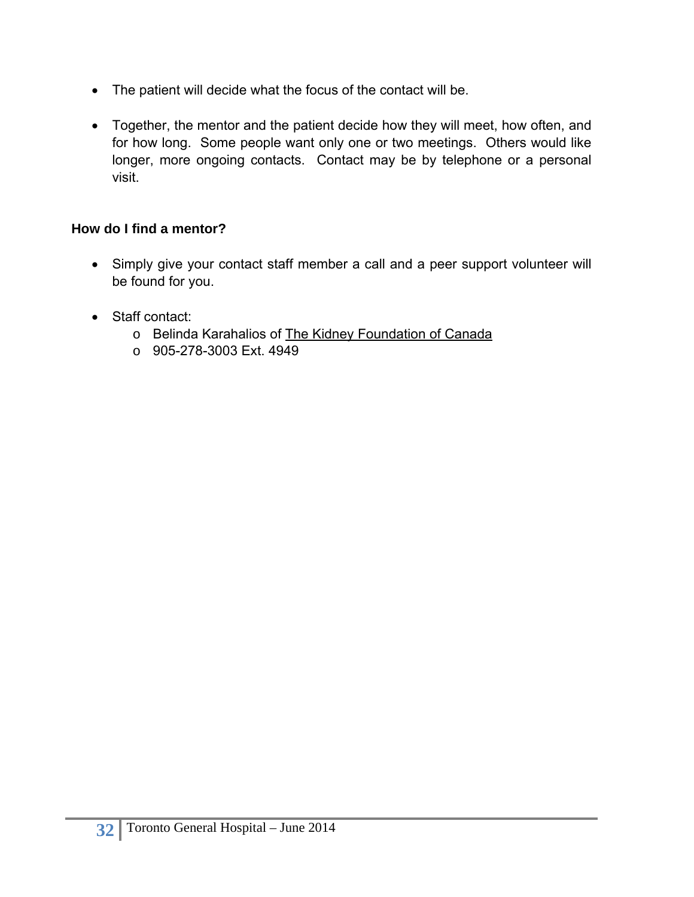- The patient will decide what the focus of the contact will be.

- Together, the mentor and the patient decide how they will meet, how often, and for how long. Some people want only one or two meetings. Others would like longer, more ongoing contacts. Contact may be by telephone or a personal visit.

**How do I find a mentor?**

- Simply give your contact staff member a call and a peer support volunteer will be found for you.

- Staff contact:
  - Belinda Karahalios of The Kidney Foundation of Canada
  - 905-278-3003 Ext. 4949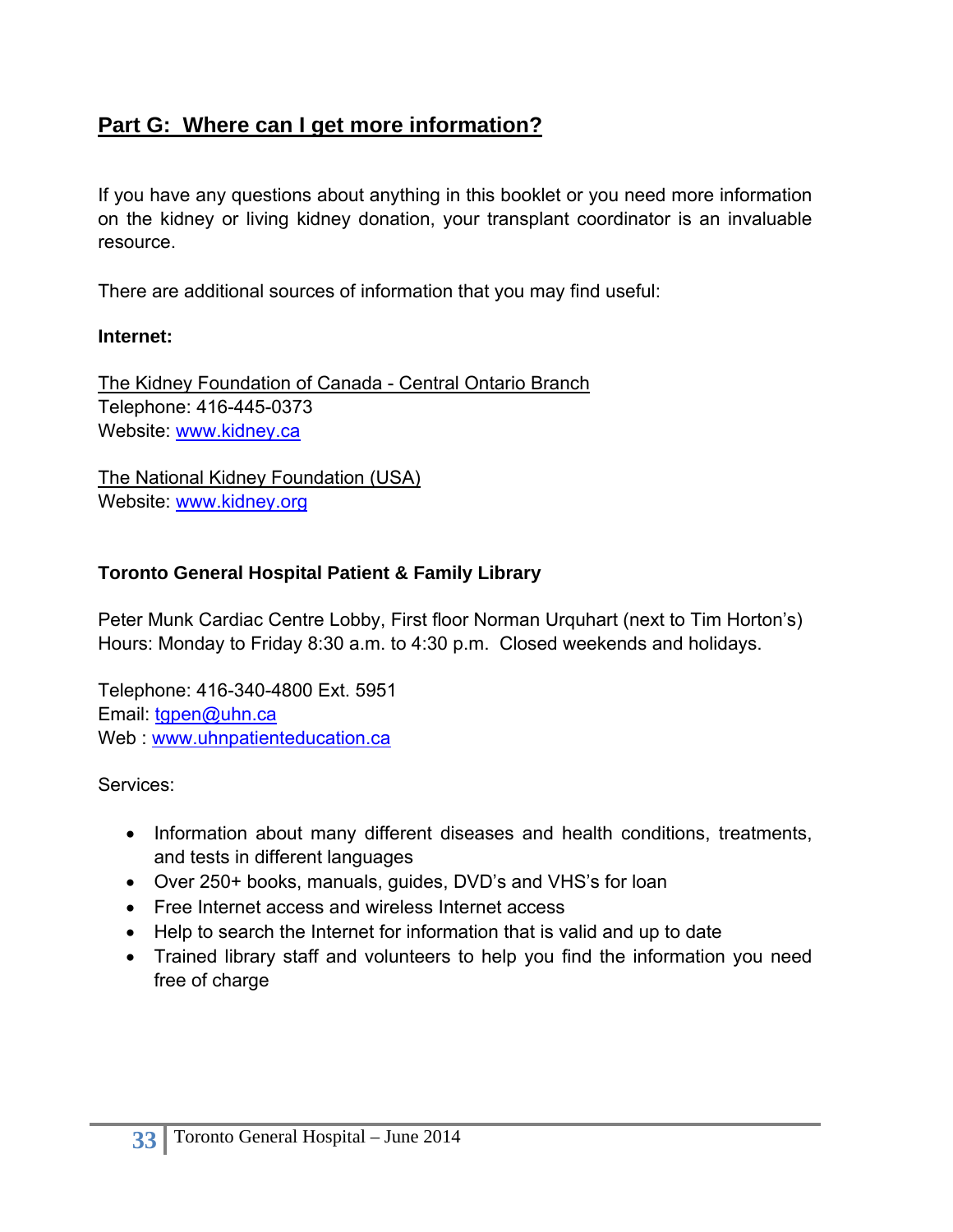## Part G: Where can I get more information?

If you have any questions about anything in this booklet or you need more information on the kidney or living kidney donation, your transplant coordinator is an invaluable resource.

There are additional sources of information that you may find useful:

**Internet:**

The Kidney Foundation of Canada - Central Ontario Branch
Telephone: 416-445-0373
Website: www.kidney.ca

The National Kidney Foundation (USA)
Website: www.kidney.org

**Toronto General Hospital Patient & Family Library**

Peter Munk Cardiac Centre Lobby, First floor Norman Urquhart (next to Tim Horton's)
Hours: Monday to Friday 8:30 a.m. to 4:30 p.m. Closed weekends and holidays.

Telephone: 416-340-4800 Ext. 5951
Email: tgpen@uhn.ca
Web : www.uhnpatienteducation.ca

Services:

- Information about many different diseases and health conditions, treatments, and tests in different languages
- Over 250+ books, manuals, guides, DVD's and VHS's for loan
- Free Internet access and wireless Internet access
- Help to search the Internet for information that is valid and up to date
- Trained library staff and volunteers to help you find the information you need free of charge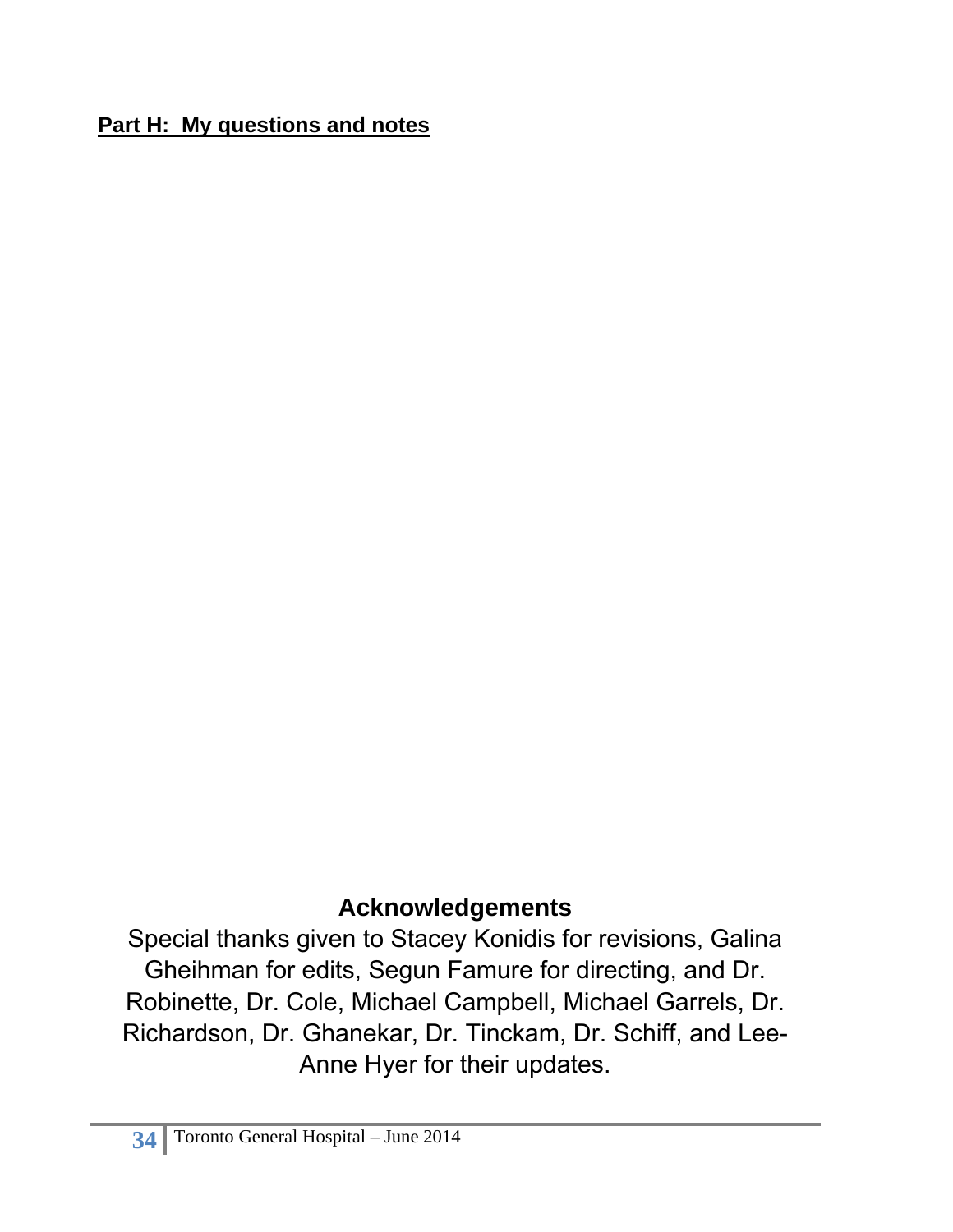**Part H: My questions and notes**

## Acknowledgements

Special thanks given to Stacey Konidis for revisions, Galina Gheihman for edits, Segun Famure for directing, and Dr. Robinette, Dr. Cole, Michael Campbell, Michael Garrels, Dr. Richardson, Dr. Ghanekar, Dr. Tinckam, Dr. Schiff, and Lee-Anne Hyer for their updates.